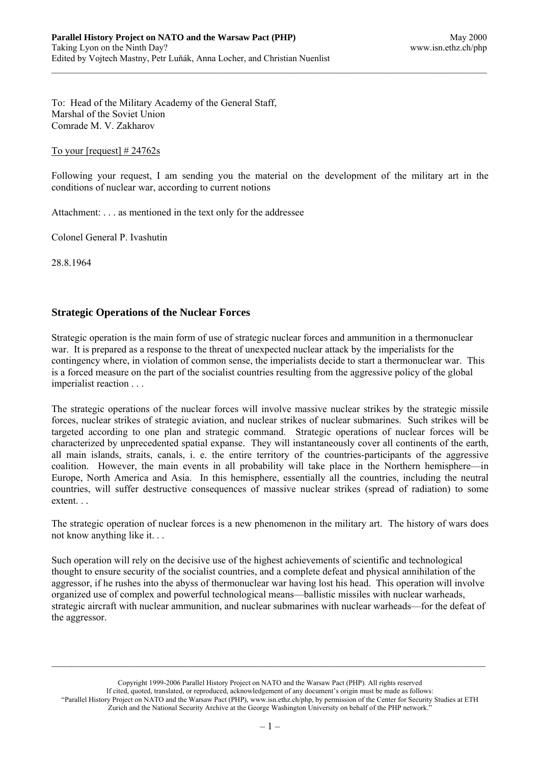To: Head of the Military Academy of the General Staff,
Marshal of the Soviet Union
Comrade M. V. Zakharov

To your [request] # 24762s

Following your request, I am sending you the material on the development of the military art in the conditions of nuclear war, according to current notions

Attachment: . . . as mentioned in the text only for the addressee

Colonel General P. Ivashutin

28.8.1964

## Strategic Operations of the Nuclear Forces

Strategic operation is the main form of use of strategic nuclear forces and ammunition in a thermonuclear war. It is prepared as a response to the threat of unexpected nuclear attack by the imperialists for the contingency where, in violation of common sense, the imperialists decide to start a thermonuclear war. This is a forced measure on the part of the socialist countries resulting from the aggressive policy of the global imperialist reaction . . .

The strategic operations of the nuclear forces will involve massive nuclear strikes by the strategic missile forces, nuclear strikes of strategic aviation, and nuclear strikes of nuclear submarines. Such strikes will be targeted according to one plan and strategic command. Strategic operations of nuclear forces will be characterized by unprecedented spatial expanse. They will instantaneously cover all continents of the earth, all main islands, straits, canals, i. e. the entire territory of the countries-participants of the aggressive coalition. However, the main events in all probability will take place in the Northern hemisphere—in Europe, North America and Asia. In this hemisphere, essentially all the countries, including the neutral countries, will suffer destructive consequences of massive nuclear strikes (spread of radiation) to some extent. . .

The strategic operation of nuclear forces is a new phenomenon in the military art. The history of wars does not know anything like it. . .

Such operation will rely on the decisive use of the highest achievements of scientific and technological thought to ensure security of the socialist countries, and a complete defeat and physical annihilation of the aggressor, if he rushes into the abyss of thermonuclear war having lost his head. This operation will involve organized use of complex and powerful technological means—ballistic missiles with nuclear warheads, strategic aircraft with nuclear ammunition, and nuclear submarines with nuclear warheads—for the defeat of the aggressor.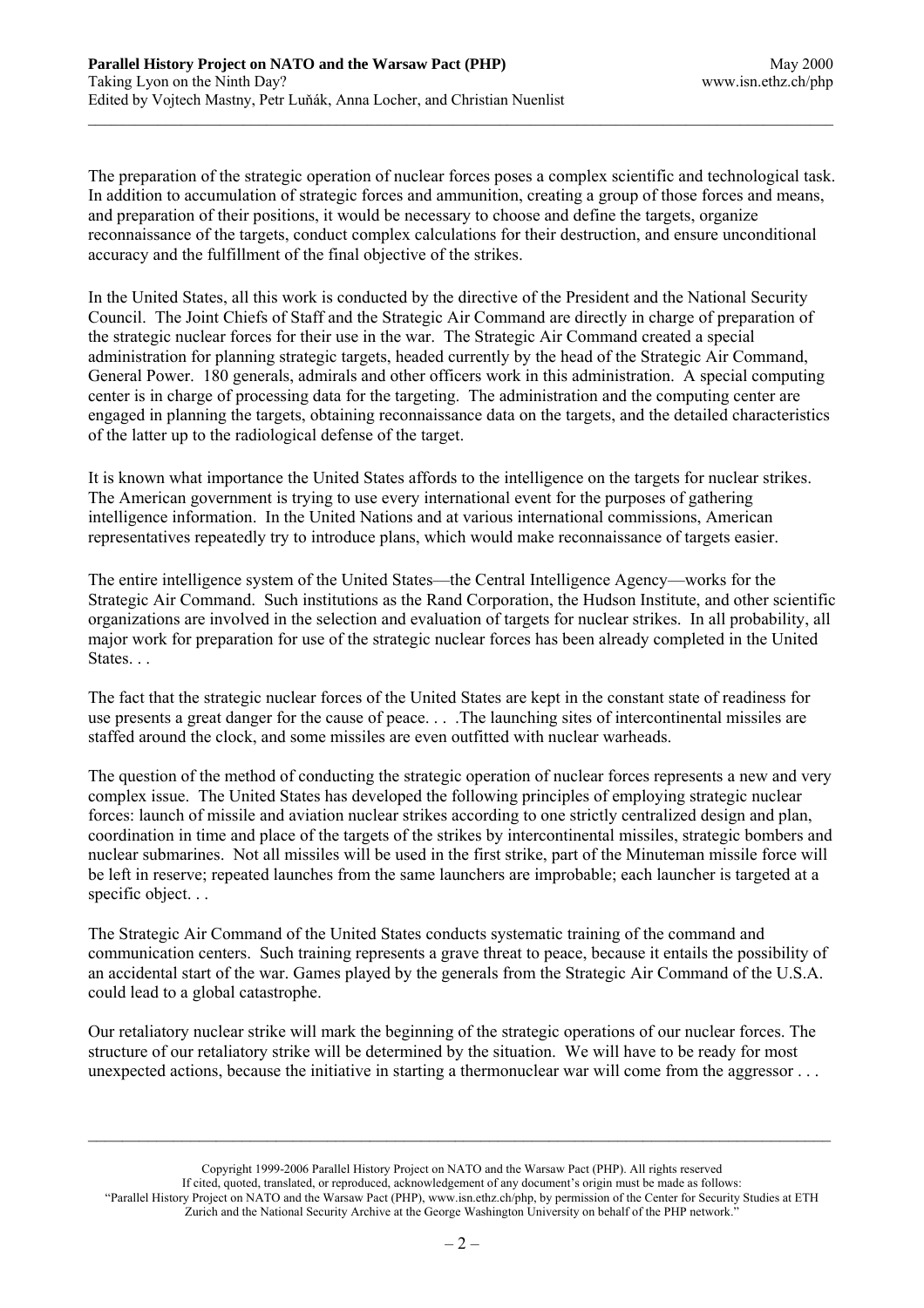The preparation of the strategic operation of nuclear forces poses a complex scientific and technological task. In addition to accumulation of strategic forces and ammunition, creating a group of those forces and means, and preparation of their positions, it would be necessary to choose and define the targets, organize reconnaissance of the targets, conduct complex calculations for their destruction, and ensure unconditional accuracy and the fulfillment of the final objective of the strikes.

In the United States, all this work is conducted by the directive of the President and the National Security Council. The Joint Chiefs of Staff and the Strategic Air Command are directly in charge of preparation of the strategic nuclear forces for their use in the war. The Strategic Air Command created a special administration for planning strategic targets, headed currently by the head of the Strategic Air Command, General Power. 180 generals, admirals and other officers work in this administration. A special computing center is in charge of processing data for the targeting. The administration and the computing center are engaged in planning the targets, obtaining reconnaissance data on the targets, and the detailed characteristics of the latter up to the radiological defense of the target.

It is known what importance the United States affords to the intelligence on the targets for nuclear strikes. The American government is trying to use every international event for the purposes of gathering intelligence information. In the United Nations and at various international commissions, American representatives repeatedly try to introduce plans, which would make reconnaissance of targets easier.

The entire intelligence system of the United States—the Central Intelligence Agency—works for the Strategic Air Command. Such institutions as the Rand Corporation, the Hudson Institute, and other scientific organizations are involved in the selection and evaluation of targets for nuclear strikes. In all probability, all major work for preparation for use of the strategic nuclear forces has been already completed in the United States. . .

The fact that the strategic nuclear forces of the United States are kept in the constant state of readiness for use presents a great danger for the cause of peace. . . .The launching sites of intercontinental missiles are staffed around the clock, and some missiles are even outfitted with nuclear warheads.

The question of the method of conducting the strategic operation of nuclear forces represents a new and very complex issue. The United States has developed the following principles of employing strategic nuclear forces: launch of missile and aviation nuclear strikes according to one strictly centralized design and plan, coordination in time and place of the targets of the strikes by intercontinental missiles, strategic bombers and nuclear submarines. Not all missiles will be used in the first strike, part of the Minuteman missile force will be left in reserve; repeated launches from the same launchers are improbable; each launcher is targeted at a specific object. . .

The Strategic Air Command of the United States conducts systematic training of the command and communication centers. Such training represents a grave threat to peace, because it entails the possibility of an accidental start of the war. Games played by the generals from the Strategic Air Command of the U.S.A. could lead to a global catastrophe.

Our retaliatory nuclear strike will mark the beginning of the strategic operations of our nuclear forces. The structure of our retaliatory strike will be determined by the situation. We will have to be ready for most unexpected actions, because the initiative in starting a thermonuclear war will come from the aggressor . . .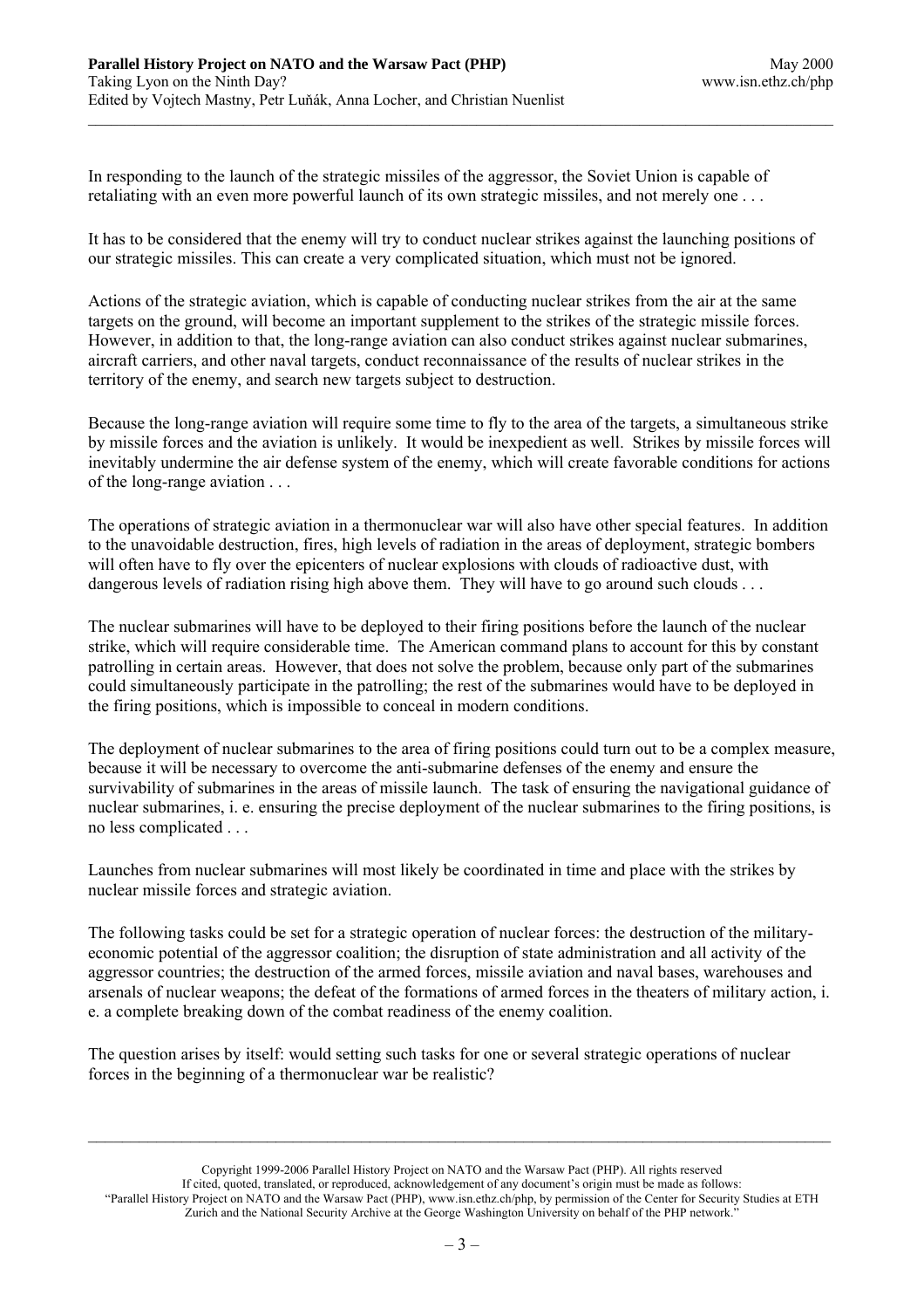In responding to the launch of the strategic missiles of the aggressor, the Soviet Union is capable of retaliating with an even more powerful launch of its own strategic missiles, and not merely one . . .

It has to be considered that the enemy will try to conduct nuclear strikes against the launching positions of our strategic missiles. This can create a very complicated situation, which must not be ignored.

Actions of the strategic aviation, which is capable of conducting nuclear strikes from the air at the same targets on the ground, will become an important supplement to the strikes of the strategic missile forces. However, in addition to that, the long-range aviation can also conduct strikes against nuclear submarines, aircraft carriers, and other naval targets, conduct reconnaissance of the results of nuclear strikes in the territory of the enemy, and search new targets subject to destruction.

Because the long-range aviation will require some time to fly to the area of the targets, a simultaneous strike by missile forces and the aviation is unlikely. It would be inexpedient as well. Strikes by missile forces will inevitably undermine the air defense system of the enemy, which will create favorable conditions for actions of the long-range aviation . . .

The operations of strategic aviation in a thermonuclear war will also have other special features. In addition to the unavoidable destruction, fires, high levels of radiation in the areas of deployment, strategic bombers will often have to fly over the epicenters of nuclear explosions with clouds of radioactive dust, with dangerous levels of radiation rising high above them. They will have to go around such clouds . . .

The nuclear submarines will have to be deployed to their firing positions before the launch of the nuclear strike, which will require considerable time. The American command plans to account for this by constant patrolling in certain areas. However, that does not solve the problem, because only part of the submarines could simultaneously participate in the patrolling; the rest of the submarines would have to be deployed in the firing positions, which is impossible to conceal in modern conditions.

The deployment of nuclear submarines to the area of firing positions could turn out to be a complex measure, because it will be necessary to overcome the anti-submarine defenses of the enemy and ensure the survivability of submarines in the areas of missile launch. The task of ensuring the navigational guidance of nuclear submarines, i. e. ensuring the precise deployment of the nuclear submarines to the firing positions, is no less complicated . . .

Launches from nuclear submarines will most likely be coordinated in time and place with the strikes by nuclear missile forces and strategic aviation.

The following tasks could be set for a strategic operation of nuclear forces: the destruction of the military-economic potential of the aggressor coalition; the disruption of state administration and all activity of the aggressor countries; the destruction of the armed forces, missile aviation and naval bases, warehouses and arsenals of nuclear weapons; the defeat of the formations of armed forces in the theaters of military action, i. e. a complete breaking down of the combat readiness of the enemy coalition.

The question arises by itself: would setting such tasks for one or several strategic operations of nuclear forces in the beginning of a thermonuclear war be realistic?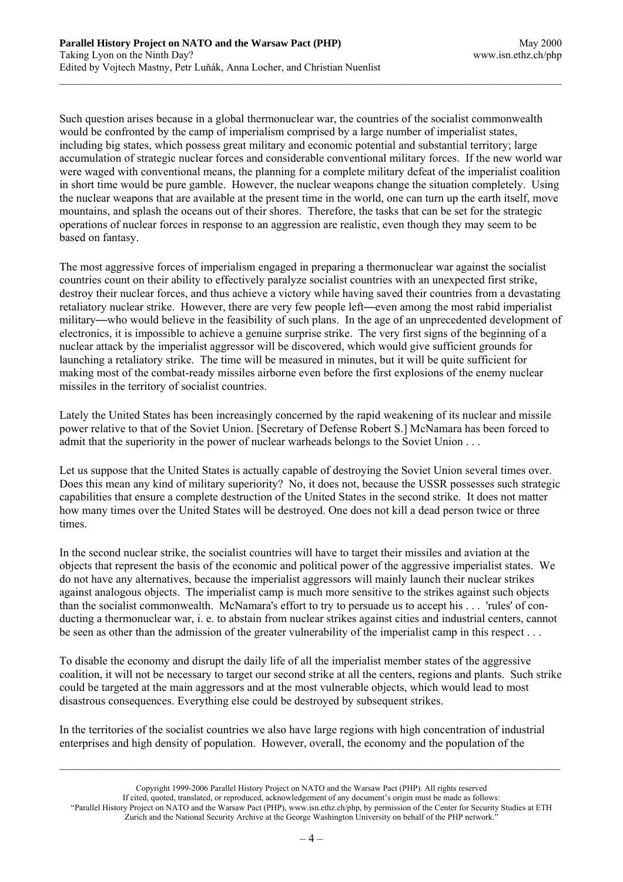Such question arises because in a global thermonuclear war, the countries of the socialist commonwealth would be confronted by the camp of imperialism comprised by a large number of imperialist states, including big states, which possess great military and economic potential and substantial territory; large accumulation of strategic nuclear forces and considerable conventional military forces. If the new world war were waged with conventional means, the planning for a complete military defeat of the imperialist coalition in short time would be pure gamble. However, the nuclear weapons change the situation completely. Using the nuclear weapons that are available at the present time in the world, one can turn up the earth itself, move mountains, and splash the oceans out of their shores. Therefore, the tasks that can be set for the strategic operations of nuclear forces in response to an aggression are realistic, even though they may seem to be based on fantasy.

The most aggressive forces of imperialism engaged in preparing a thermonuclear war against the socialist countries count on their ability to effectively paralyze socialist countries with an unexpected first strike, destroy their nuclear forces, and thus achieve a victory while having saved their countries from a devastating retaliatory nuclear strike. However, there are very few people left—even among the most rabid imperialist military—who would believe in the feasibility of such plans. In the age of an unprecedented development of electronics, it is impossible to achieve a genuine surprise strike. The very first signs of the beginning of a nuclear attack by the imperialist aggressor will be discovered, which would give sufficient grounds for launching a retaliatory strike. The time will be measured in minutes, but it will be quite sufficient for making most of the combat-ready missiles airborne even before the first explosions of the enemy nuclear missiles in the territory of socialist countries.

Lately the United States has been increasingly concerned by the rapid weakening of its nuclear and missile power relative to that of the Soviet Union. [Secretary of Defense Robert S.] McNamara has been forced to admit that the superiority in the power of nuclear warheads belongs to the Soviet Union . . .

Let us suppose that the United States is actually capable of destroying the Soviet Union several times over. Does this mean any kind of military superiority? No, it does not, because the USSR possesses such strategic capabilities that ensure a complete destruction of the United States in the second strike. It does not matter how many times over the United States will be destroyed. One does not kill a dead person twice or three times.

In the second nuclear strike, the socialist countries will have to target their missiles and aviation at the objects that represent the basis of the economic and political power of the aggressive imperialist states. We do not have any alternatives, because the imperialist aggressors will mainly launch their nuclear strikes against analogous objects. The imperialist camp is much more sensitive to the strikes against such objects than the socialist commonwealth. McNamara's effort to try to persuade us to accept his . . . 'rules' of conducting a thermonuclear war, i. e. to abstain from nuclear strikes against cities and industrial centers, cannot be seen as other than the admission of the greater vulnerability of the imperialist camp in this respect . . .

To disable the economy and disrupt the daily life of all the imperialist member states of the aggressive coalition, it will not be necessary to target our second strike at all the centers, regions and plants. Such strike could be targeted at the main aggressors and at the most vulnerable objects, which would lead to most disastrous consequences. Everything else could be destroyed by subsequent strikes.

In the territories of the socialist countries we also have large regions with high concentration of industrial enterprises and high density of population. However, overall, the economy and the population of the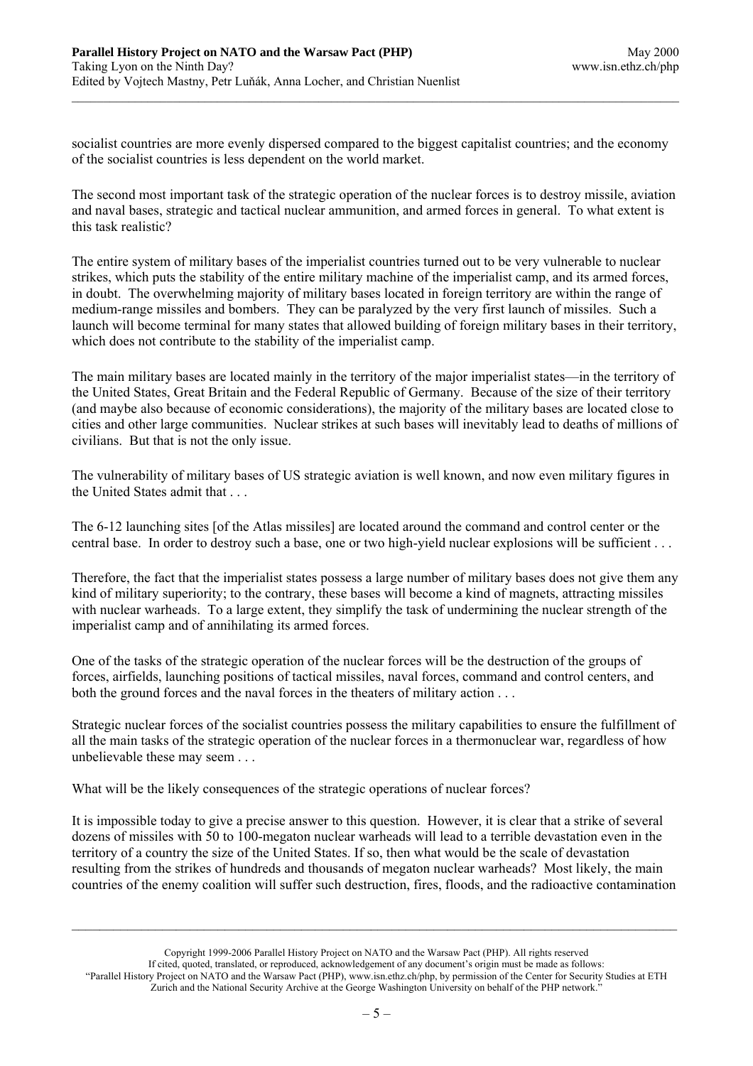socialist countries are more evenly dispersed compared to the biggest capitalist countries; and the economy of the socialist countries is less dependent on the world market.

The second most important task of the strategic operation of the nuclear forces is to destroy missile, aviation and naval bases, strategic and tactical nuclear ammunition, and armed forces in general. To what extent is this task realistic?

The entire system of military bases of the imperialist countries turned out to be very vulnerable to nuclear strikes, which puts the stability of the entire military machine of the imperialist camp, and its armed forces, in doubt. The overwhelming majority of military bases located in foreign territory are within the range of medium-range missiles and bombers. They can be paralyzed by the very first launch of missiles. Such a launch will become terminal for many states that allowed building of foreign military bases in their territory, which does not contribute to the stability of the imperialist camp.

The main military bases are located mainly in the territory of the major imperialist states—in the territory of the United States, Great Britain and the Federal Republic of Germany. Because of the size of their territory (and maybe also because of economic considerations), the majority of the military bases are located close to cities and other large communities. Nuclear strikes at such bases will inevitably lead to deaths of millions of civilians. But that is not the only issue.

The vulnerability of military bases of US strategic aviation is well known, and now even military figures in the United States admit that . . .

The 6-12 launching sites [of the Atlas missiles] are located around the command and control center or the central base. In order to destroy such a base, one or two high-yield nuclear explosions will be sufficient . . .

Therefore, the fact that the imperialist states possess a large number of military bases does not give them any kind of military superiority; to the contrary, these bases will become a kind of magnets, attracting missiles with nuclear warheads. To a large extent, they simplify the task of undermining the nuclear strength of the imperialist camp and of annihilating its armed forces.

One of the tasks of the strategic operation of the nuclear forces will be the destruction of the groups of forces, airfields, launching positions of tactical missiles, naval forces, command and control centers, and both the ground forces and the naval forces in the theaters of military action . . .

Strategic nuclear forces of the socialist countries possess the military capabilities to ensure the fulfillment of all the main tasks of the strategic operation of the nuclear forces in a thermonuclear war, regardless of how unbelievable these may seem . . .

What will be the likely consequences of the strategic operations of nuclear forces?

It is impossible today to give a precise answer to this question. However, it is clear that a strike of several dozens of missiles with 50 to 100-megaton nuclear warheads will lead to a terrible devastation even in the territory of a country the size of the United States. If so, then what would be the scale of devastation resulting from the strikes of hundreds and thousands of megaton nuclear warheads? Most likely, the main countries of the enemy coalition will suffer such destruction, fires, floods, and the radioactive contamination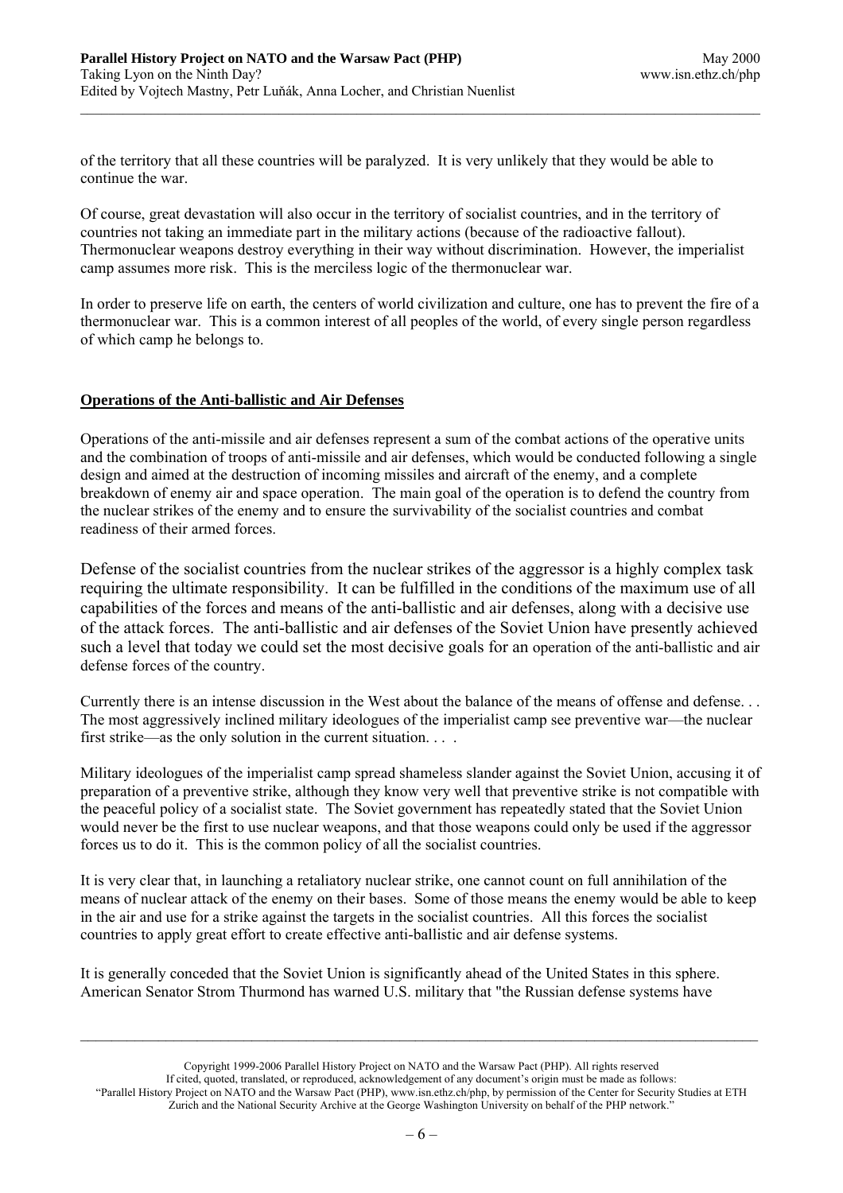of the territory that all these countries will be paralyzed. It is very unlikely that they would be able to continue the war.

Of course, great devastation will also occur in the territory of socialist countries, and in the territory of countries not taking an immediate part in the military actions (because of the radioactive fallout). Thermonuclear weapons destroy everything in their way without discrimination. However, the imperialist camp assumes more risk. This is the merciless logic of the thermonuclear war.

In order to preserve life on earth, the centers of world civilization and culture, one has to prevent the fire of a thermonuclear war. This is a common interest of all peoples of the world, of every single person regardless of which camp he belongs to.

## Operations of the Anti-ballistic and Air Defenses

Operations of the anti-missile and air defenses represent a sum of the combat actions of the operative units and the combination of troops of anti-missile and air defenses, which would be conducted following a single design and aimed at the destruction of incoming missiles and aircraft of the enemy, and a complete breakdown of enemy air and space operation. The main goal of the operation is to defend the country from the nuclear strikes of the enemy and to ensure the survivability of the socialist countries and combat readiness of their armed forces.

Defense of the socialist countries from the nuclear strikes of the aggressor is a highly complex task requiring the ultimate responsibility. It can be fulfilled in the conditions of the maximum use of all capabilities of the forces and means of the anti-ballistic and air defenses, along with a decisive use of the attack forces. The anti-ballistic and air defenses of the Soviet Union have presently achieved such a level that today we could set the most decisive goals for an operation of the anti-ballistic and air defense forces of the country.

Currently there is an intense discussion in the West about the balance of the means of offense and defense. . . The most aggressively inclined military ideologues of the imperialist camp see preventive war—the nuclear first strike—as the only solution in the current situation. . . .

Military ideologues of the imperialist camp spread shameless slander against the Soviet Union, accusing it of preparation of a preventive strike, although they know very well that preventive strike is not compatible with the peaceful policy of a socialist state. The Soviet government has repeatedly stated that the Soviet Union would never be the first to use nuclear weapons, and that those weapons could only be used if the aggressor forces us to do it. This is the common policy of all the socialist countries.

It is very clear that, in launching a retaliatory nuclear strike, one cannot count on full annihilation of the means of nuclear attack of the enemy on their bases. Some of those means the enemy would be able to keep in the air and use for a strike against the targets in the socialist countries. All this forces the socialist countries to apply great effort to create effective anti-ballistic and air defense systems.

It is generally conceded that the Soviet Union is significantly ahead of the United States in this sphere. American Senator Strom Thurmond has warned U.S. military that "the Russian defense systems have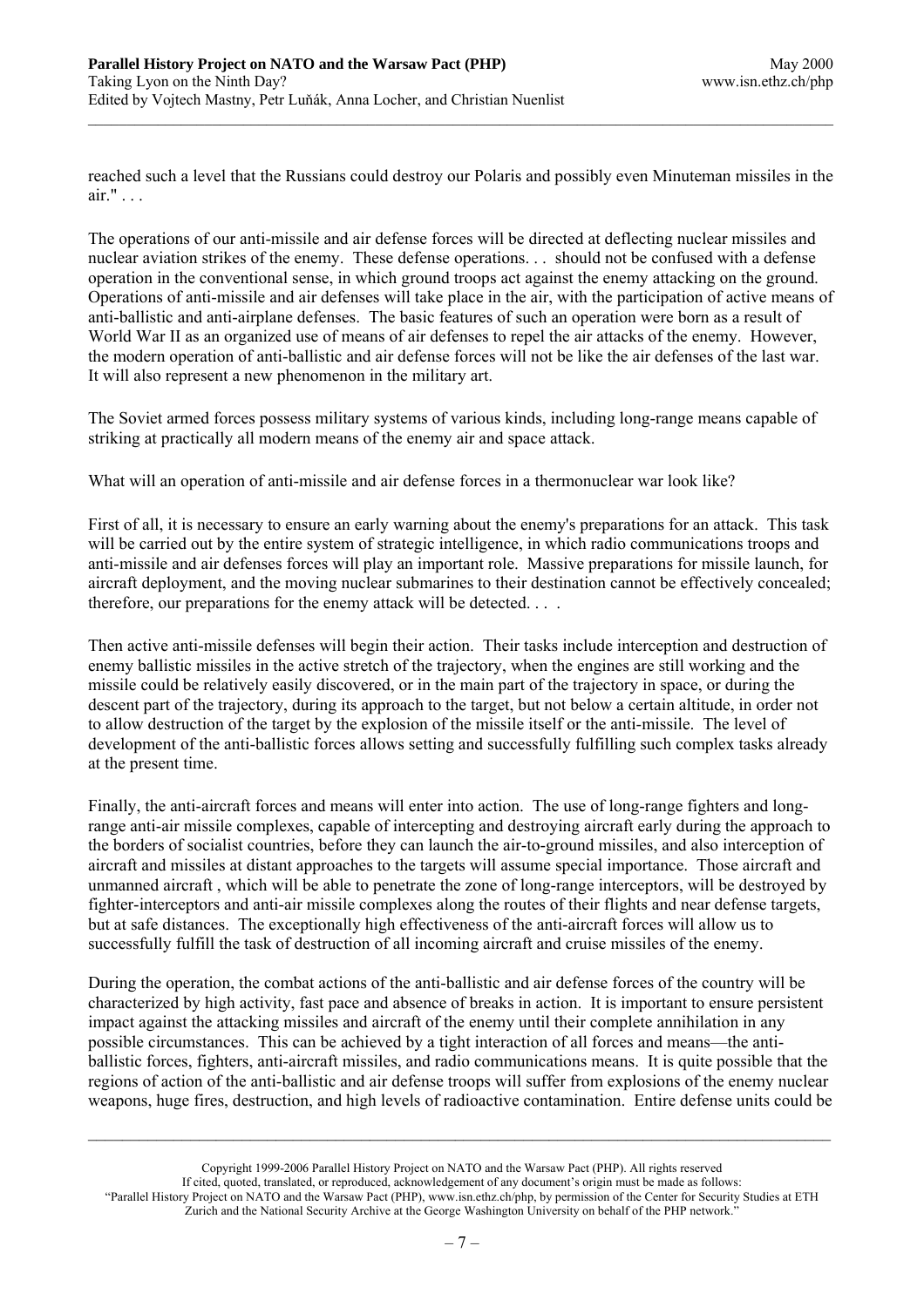reached such a level that the Russians could destroy our Polaris and possibly even Minuteman missiles in the air." . . .

The operations of our anti-missile and air defense forces will be directed at deflecting nuclear missiles and nuclear aviation strikes of the enemy. These defense operations. . . should not be confused with a defense operation in the conventional sense, in which ground troops act against the enemy attacking on the ground. Operations of anti-missile and air defenses will take place in the air, with the participation of active means of anti-ballistic and anti-airplane defenses. The basic features of such an operation were born as a result of World War II as an organized use of means of air defenses to repel the air attacks of the enemy. However, the modern operation of anti-ballistic and air defense forces will not be like the air defenses of the last war. It will also represent a new phenomenon in the military art.

The Soviet armed forces possess military systems of various kinds, including long-range means capable of striking at practically all modern means of the enemy air and space attack.

What will an operation of anti-missile and air defense forces in a thermonuclear war look like?

First of all, it is necessary to ensure an early warning about the enemy's preparations for an attack. This task will be carried out by the entire system of strategic intelligence, in which radio communications troops and anti-missile and air defenses forces will play an important role. Massive preparations for missile launch, for aircraft deployment, and the moving nuclear submarines to their destination cannot be effectively concealed; therefore, our preparations for the enemy attack will be detected. . . .

Then active anti-missile defenses will begin their action. Their tasks include interception and destruction of enemy ballistic missiles in the active stretch of the trajectory, when the engines are still working and the missile could be relatively easily discovered, or in the main part of the trajectory in space, or during the descent part of the trajectory, during its approach to the target, but not below a certain altitude, in order not to allow destruction of the target by the explosion of the missile itself or the anti-missile. The level of development of the anti-ballistic forces allows setting and successfully fulfilling such complex tasks already at the present time.

Finally, the anti-aircraft forces and means will enter into action. The use of long-range fighters and long-range anti-air missile complexes, capable of intercepting and destroying aircraft early during the approach to the borders of socialist countries, before they can launch the air-to-ground missiles, and also interception of aircraft and missiles at distant approaches to the targets will assume special importance. Those aircraft and unmanned aircraft , which will be able to penetrate the zone of long-range interceptors, will be destroyed by fighter-interceptors and anti-air missile complexes along the routes of their flights and near defense targets, but at safe distances. The exceptionally high effectiveness of the anti-aircraft forces will allow us to successfully fulfill the task of destruction of all incoming aircraft and cruise missiles of the enemy.

During the operation, the combat actions of the anti-ballistic and air defense forces of the country will be characterized by high activity, fast pace and absence of breaks in action. It is important to ensure persistent impact against the attacking missiles and aircraft of the enemy until their complete annihilation in any possible circumstances. This can be achieved by a tight interaction of all forces and means—the anti-ballistic forces, fighters, anti-aircraft missiles, and radio communications means. It is quite possible that the regions of action of the anti-ballistic and air defense troops will suffer from explosions of the enemy nuclear weapons, huge fires, destruction, and high levels of radioactive contamination. Entire defense units could be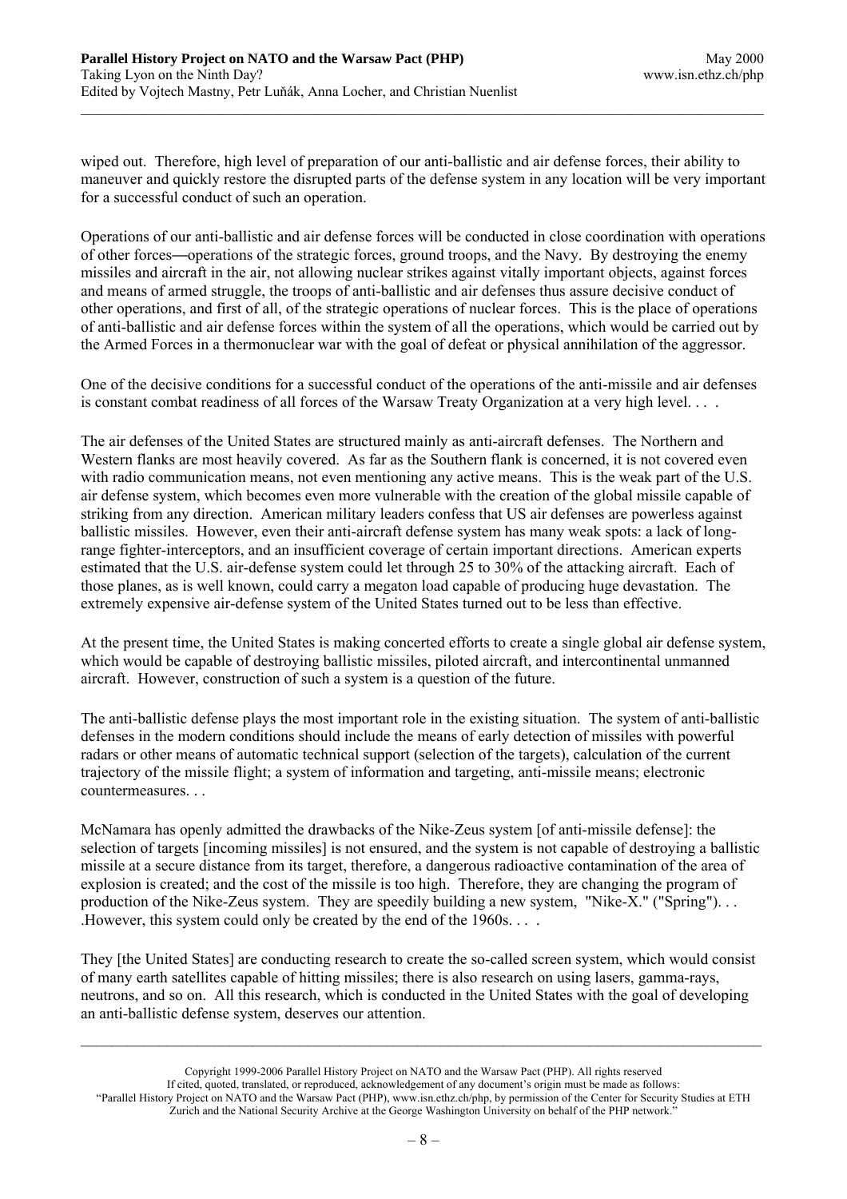wiped out. Therefore, high level of preparation of our anti-ballistic and air defense forces, their ability to maneuver and quickly restore the disrupted parts of the defense system in any location will be very important for a successful conduct of such an operation.

Operations of our anti-ballistic and air defense forces will be conducted in close coordination with operations of other forces—operations of the strategic forces, ground troops, and the Navy. By destroying the enemy missiles and aircraft in the air, not allowing nuclear strikes against vitally important objects, against forces and means of armed struggle, the troops of anti-ballistic and air defenses thus assure decisive conduct of other operations, and first of all, of the strategic operations of nuclear forces. This is the place of operations of anti-ballistic and air defense forces within the system of all the operations, which would be carried out by the Armed Forces in a thermonuclear war with the goal of defeat or physical annihilation of the aggressor.

One of the decisive conditions for a successful conduct of the operations of the anti-missile and air defenses is constant combat readiness of all forces of the Warsaw Treaty Organization at a very high level. . . .

The air defenses of the United States are structured mainly as anti-aircraft defenses. The Northern and Western flanks are most heavily covered. As far as the Southern flank is concerned, it is not covered even with radio communication means, not even mentioning any active means. This is the weak part of the U.S. air defense system, which becomes even more vulnerable with the creation of the global missile capable of striking from any direction. American military leaders confess that US air defenses are powerless against ballistic missiles. However, even their anti-aircraft defense system has many weak spots: a lack of long-range fighter-interceptors, and an insufficient coverage of certain important directions. American experts estimated that the U.S. air-defense system could let through 25 to 30% of the attacking aircraft. Each of those planes, as is well known, could carry a megaton load capable of producing huge devastation. The extremely expensive air-defense system of the United States turned out to be less than effective.

At the present time, the United States is making concerted efforts to create a single global air defense system, which would be capable of destroying ballistic missiles, piloted aircraft, and intercontinental unmanned aircraft. However, construction of such a system is a question of the future.

The anti-ballistic defense plays the most important role in the existing situation. The system of anti-ballistic defenses in the modern conditions should include the means of early detection of missiles with powerful radars or other means of automatic technical support (selection of the targets), calculation of the current trajectory of the missile flight; a system of information and targeting, anti-missile means; electronic countermeasures. . .

McNamara has openly admitted the drawbacks of the Nike-Zeus system [of anti-missile defense]: the selection of targets [incoming missiles] is not ensured, and the system is not capable of destroying a ballistic missile at a secure distance from its target, therefore, a dangerous radioactive contamination of the area of explosion is created; and the cost of the missile is too high. Therefore, they are changing the program of production of the Nike-Zeus system. They are speedily building a new system, "Nike-X." ("Spring"). . . .However, this system could only be created by the end of the 1960s. . . .

They [the United States] are conducting research to create the so-called screen system, which would consist of many earth satellites capable of hitting missiles; there is also research on using lasers, gamma-rays, neutrons, and so on. All this research, which is conducted in the United States with the goal of developing an anti-ballistic defense system, deserves our attention.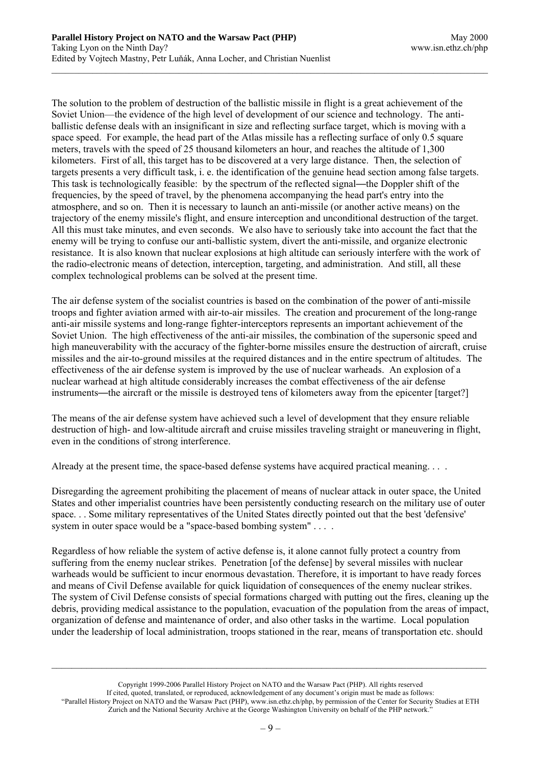The solution to the problem of destruction of the ballistic missile in flight is a great achievement of the Soviet Union—the evidence of the high level of development of our science and technology. The anti-ballistic defense deals with an insignificant in size and reflecting surface target, which is moving with a space speed. For example, the head part of the Atlas missile has a reflecting surface of only 0.5 square meters, travels with the speed of 25 thousand kilometers an hour, and reaches the altitude of 1,300 kilometers. First of all, this target has to be discovered at a very large distance. Then, the selection of targets presents a very difficult task, i. e. the identification of the genuine head section among false targets. This task is technologically feasible: by the spectrum of the reflected signal—the Doppler shift of the frequencies, by the speed of travel, by the phenomena accompanying the head part's entry into the atmosphere, and so on. Then it is necessary to launch an anti-missile (or another active means) on the trajectory of the enemy missile's flight, and ensure interception and unconditional destruction of the target. All this must take minutes, and even seconds. We also have to seriously take into account the fact that the enemy will be trying to confuse our anti-ballistic system, divert the anti-missile, and organize electronic resistance. It is also known that nuclear explosions at high altitude can seriously interfere with the work of the radio-electronic means of detection, interception, targeting, and administration. And still, all these complex technological problems can be solved at the present time.

The air defense system of the socialist countries is based on the combination of the power of anti-missile troops and fighter aviation armed with air-to-air missiles. The creation and procurement of the long-range anti-air missile systems and long-range fighter-interceptors represents an important achievement of the Soviet Union. The high effectiveness of the anti-air missiles, the combination of the supersonic speed and high maneuverability with the accuracy of the fighter-borne missiles ensure the destruction of aircraft, cruise missiles and the air-to-ground missiles at the required distances and in the entire spectrum of altitudes. The effectiveness of the air defense system is improved by the use of nuclear warheads. An explosion of a nuclear warhead at high altitude considerably increases the combat effectiveness of the air defense instruments—the aircraft or the missile is destroyed tens of kilometers away from the epicenter [target?]

The means of the air defense system have achieved such a level of development that they ensure reliable destruction of high- and low-altitude aircraft and cruise missiles traveling straight or maneuvering in flight, even in the conditions of strong interference.

Already at the present time, the space-based defense systems have acquired practical meaning. . . .

Disregarding the agreement prohibiting the placement of means of nuclear attack in outer space, the United States and other imperialist countries have been persistently conducting research on the military use of outer space. . . Some military representatives of the United States directly pointed out that the best 'defensive' system in outer space would be a "space-based bombing system" . . . .

Regardless of how reliable the system of active defense is, it alone cannot fully protect a country from suffering from the enemy nuclear strikes. Penetration [of the defense] by several missiles with nuclear warheads would be sufficient to incur enormous devastation. Therefore, it is important to have ready forces and means of Civil Defense available for quick liquidation of consequences of the enemy nuclear strikes. The system of Civil Defense consists of special formations charged with putting out the fires, cleaning up the debris, providing medical assistance to the population, evacuation of the population from the areas of impact, organization of defense and maintenance of order, and also other tasks in the wartime. Local population under the leadership of local administration, troops stationed in the rear, means of transportation etc. should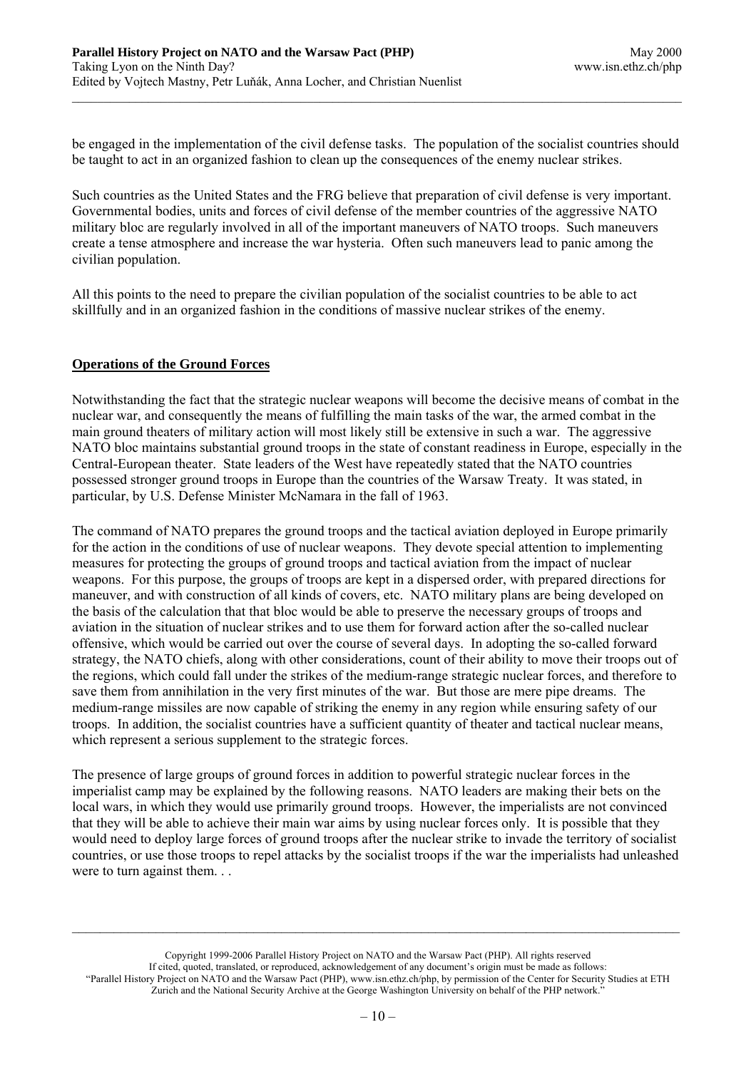be engaged in the implementation of the civil defense tasks. The population of the socialist countries should be taught to act in an organized fashion to clean up the consequences of the enemy nuclear strikes.

Such countries as the United States and the FRG believe that preparation of civil defense is very important. Governmental bodies, units and forces of civil defense of the member countries of the aggressive NATO military bloc are regularly involved in all of the important maneuvers of NATO troops. Such maneuvers create a tense atmosphere and increase the war hysteria. Often such maneuvers lead to panic among the civilian population.

All this points to the need to prepare the civilian population of the socialist countries to be able to act skillfully and in an organized fashion in the conditions of massive nuclear strikes of the enemy.

## Operations of the Ground Forces

Notwithstanding the fact that the strategic nuclear weapons will become the decisive means of combat in the nuclear war, and consequently the means of fulfilling the main tasks of the war, the armed combat in the main ground theaters of military action will most likely still be extensive in such a war. The aggressive NATO bloc maintains substantial ground troops in the state of constant readiness in Europe, especially in the Central-European theater. State leaders of the West have repeatedly stated that the NATO countries possessed stronger ground troops in Europe than the countries of the Warsaw Treaty. It was stated, in particular, by U.S. Defense Minister McNamara in the fall of 1963.

The command of NATO prepares the ground troops and the tactical aviation deployed in Europe primarily for the action in the conditions of use of nuclear weapons. They devote special attention to implementing measures for protecting the groups of ground troops and tactical aviation from the impact of nuclear weapons. For this purpose, the groups of troops are kept in a dispersed order, with prepared directions for maneuver, and with construction of all kinds of covers, etc. NATO military plans are being developed on the basis of the calculation that that bloc would be able to preserve the necessary groups of troops and aviation in the situation of nuclear strikes and to use them for forward action after the so-called nuclear offensive, which would be carried out over the course of several days. In adopting the so-called forward strategy, the NATO chiefs, along with other considerations, count of their ability to move their troops out of the regions, which could fall under the strikes of the medium-range strategic nuclear forces, and therefore to save them from annihilation in the very first minutes of the war. But those are mere pipe dreams. The medium-range missiles are now capable of striking the enemy in any region while ensuring safety of our troops. In addition, the socialist countries have a sufficient quantity of theater and tactical nuclear means, which represent a serious supplement to the strategic forces.

The presence of large groups of ground forces in addition to powerful strategic nuclear forces in the imperialist camp may be explained by the following reasons. NATO leaders are making their bets on the local wars, in which they would use primarily ground troops. However, the imperialists are not convinced that they will be able to achieve their main war aims by using nuclear forces only. It is possible that they would need to deploy large forces of ground troops after the nuclear strike to invade the territory of socialist countries, or use those troops to repel attacks by the socialist troops if the war the imperialists had unleashed were to turn against them. . .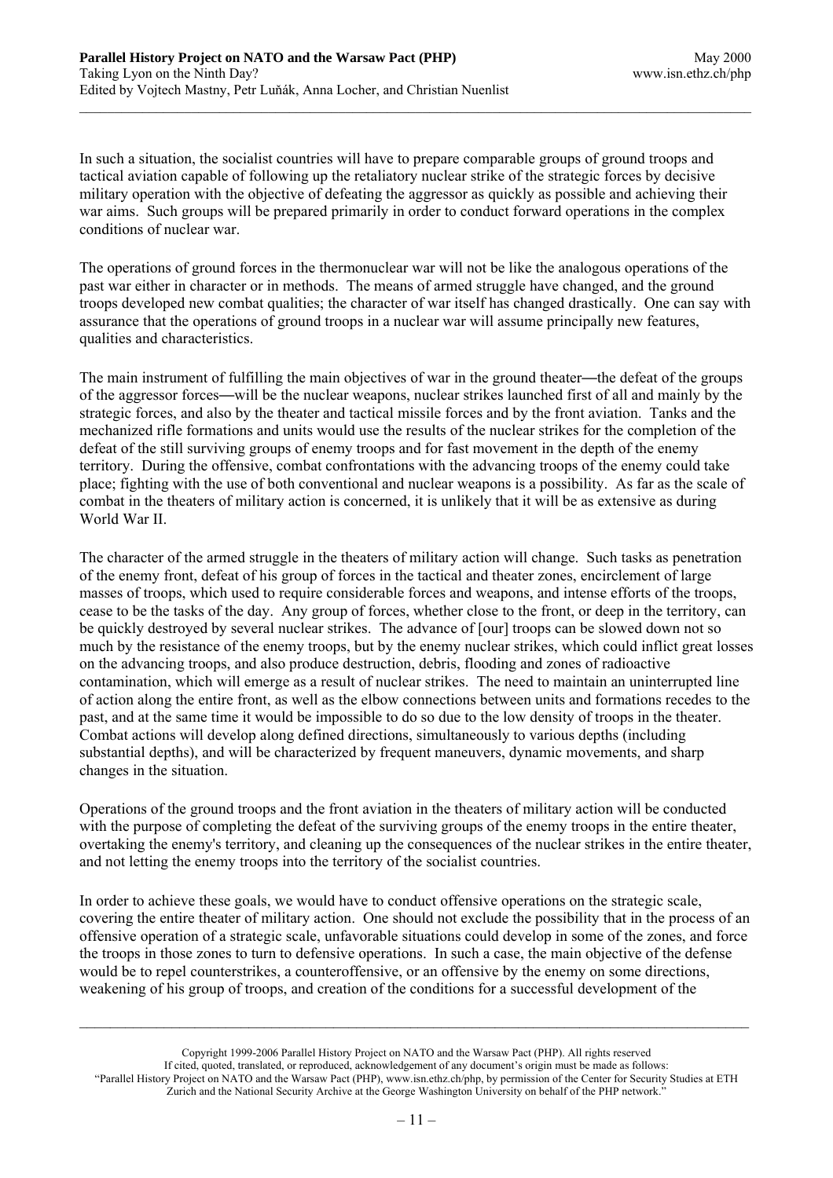In such a situation, the socialist countries will have to prepare comparable groups of ground troops and tactical aviation capable of following up the retaliatory nuclear strike of the strategic forces by decisive military operation with the objective of defeating the aggressor as quickly as possible and achieving their war aims. Such groups will be prepared primarily in order to conduct forward operations in the complex conditions of nuclear war.

The operations of ground forces in the thermonuclear war will not be like the analogous operations of the past war either in character or in methods. The means of armed struggle have changed, and the ground troops developed new combat qualities; the character of war itself has changed drastically. One can say with assurance that the operations of ground troops in a nuclear war will assume principally new features, qualities and characteristics.

The main instrument of fulfilling the main objectives of war in the ground theater—the defeat of the groups of the aggressor forces—will be the nuclear weapons, nuclear strikes launched first of all and mainly by the strategic forces, and also by the theater and tactical missile forces and by the front aviation. Tanks and the mechanized rifle formations and units would use the results of the nuclear strikes for the completion of the defeat of the still surviving groups of enemy troops and for fast movement in the depth of the enemy territory. During the offensive, combat confrontations with the advancing troops of the enemy could take place; fighting with the use of both conventional and nuclear weapons is a possibility. As far as the scale of combat in the theaters of military action is concerned, it is unlikely that it will be as extensive as during World War II.

The character of the armed struggle in the theaters of military action will change. Such tasks as penetration of the enemy front, defeat of his group of forces in the tactical and theater zones, encirclement of large masses of troops, which used to require considerable forces and weapons, and intense efforts of the troops, cease to be the tasks of the day. Any group of forces, whether close to the front, or deep in the territory, can be quickly destroyed by several nuclear strikes. The advance of [our] troops can be slowed down not so much by the resistance of the enemy troops, but by the enemy nuclear strikes, which could inflict great losses on the advancing troops, and also produce destruction, debris, flooding and zones of radioactive contamination, which will emerge as a result of nuclear strikes. The need to maintain an uninterrupted line of action along the entire front, as well as the elbow connections between units and formations recedes to the past, and at the same time it would be impossible to do so due to the low density of troops in the theater. Combat actions will develop along defined directions, simultaneously to various depths (including substantial depths), and will be characterized by frequent maneuvers, dynamic movements, and sharp changes in the situation.

Operations of the ground troops and the front aviation in the theaters of military action will be conducted with the purpose of completing the defeat of the surviving groups of the enemy troops in the entire theater, overtaking the enemy's territory, and cleaning up the consequences of the nuclear strikes in the entire theater, and not letting the enemy troops into the territory of the socialist countries.

In order to achieve these goals, we would have to conduct offensive operations on the strategic scale, covering the entire theater of military action. One should not exclude the possibility that in the process of an offensive operation of a strategic scale, unfavorable situations could develop in some of the zones, and force the troops in those zones to turn to defensive operations. In such a case, the main objective of the defense would be to repel counterstrikes, a counteroffensive, or an offensive by the enemy on some directions, weakening of his group of troops, and creation of the conditions for a successful development of the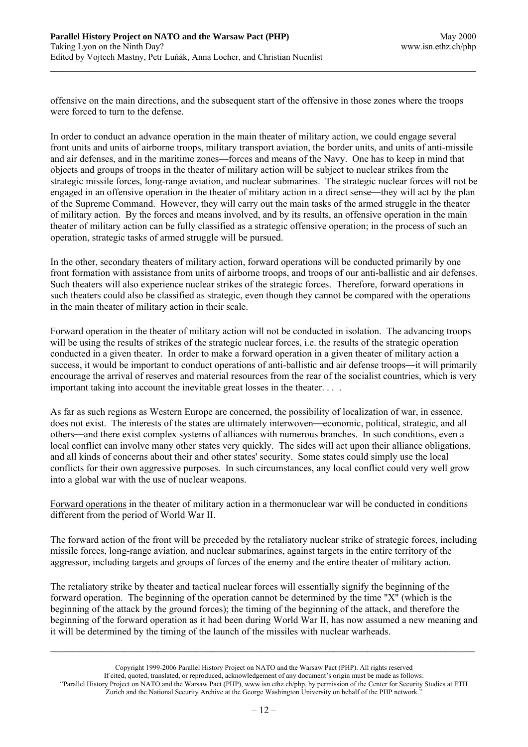offensive on the main directions, and the subsequent start of the offensive in those zones where the troops were forced to turn to the defense.

In order to conduct an advance operation in the main theater of military action, we could engage several front units and units of airborne troops, military transport aviation, the border units, and units of anti-missile and air defenses, and in the maritime zones—forces and means of the Navy. One has to keep in mind that objects and groups of troops in the theater of military action will be subject to nuclear strikes from the strategic missile forces, long-range aviation, and nuclear submarines. The strategic nuclear forces will not be engaged in an offensive operation in the theater of military action in a direct sense—they will act by the plan of the Supreme Command. However, they will carry out the main tasks of the armed struggle in the theater of military action. By the forces and means involved, and by its results, an offensive operation in the main theater of military action can be fully classified as a strategic offensive operation; in the process of such an operation, strategic tasks of armed struggle will be pursued.

In the other, secondary theaters of military action, forward operations will be conducted primarily by one front formation with assistance from units of airborne troops, and troops of our anti-ballistic and air defenses. Such theaters will also experience nuclear strikes of the strategic forces. Therefore, forward operations in such theaters could also be classified as strategic, even though they cannot be compared with the operations in the main theater of military action in their scale.

Forward operation in the theater of military action will not be conducted in isolation. The advancing troops will be using the results of strikes of the strategic nuclear forces, i.e. the results of the strategic operation conducted in a given theater. In order to make a forward operation in a given theater of military action a success, it would be important to conduct operations of anti-ballistic and air defense troops—it will primarily encourage the arrival of reserves and material resources from the rear of the socialist countries, which is very important taking into account the inevitable great losses in the theater. . . .

As far as such regions as Western Europe are concerned, the possibility of localization of war, in essence, does not exist. The interests of the states are ultimately interwoven—economic, political, strategic, and all others—and there exist complex systems of alliances with numerous branches. In such conditions, even a local conflict can involve many other states very quickly. The sides will act upon their alliance obligations, and all kinds of concerns about their and other states' security. Some states could simply use the local conflicts for their own aggressive purposes. In such circumstances, any local conflict could very well grow into a global war with the use of nuclear weapons.

<u>Forward operations</u> in the theater of military action in a thermonuclear war will be conducted in conditions different from the period of World War II.

The forward action of the front will be preceded by the retaliatory nuclear strike of strategic forces, including missile forces, long-range aviation, and nuclear submarines, against targets in the entire territory of the aggressor, including targets and groups of forces of the enemy and the entire theater of military action.

The retaliatory strike by theater and tactical nuclear forces will essentially signify the beginning of the forward operation. The beginning of the operation cannot be determined by the time "X" (which is the beginning of the attack by the ground forces); the timing of the beginning of the attack, and therefore the beginning of the forward operation as it had been during World War II, has now assumed a new meaning and it will be determined by the timing of the launch of the missiles with nuclear warheads.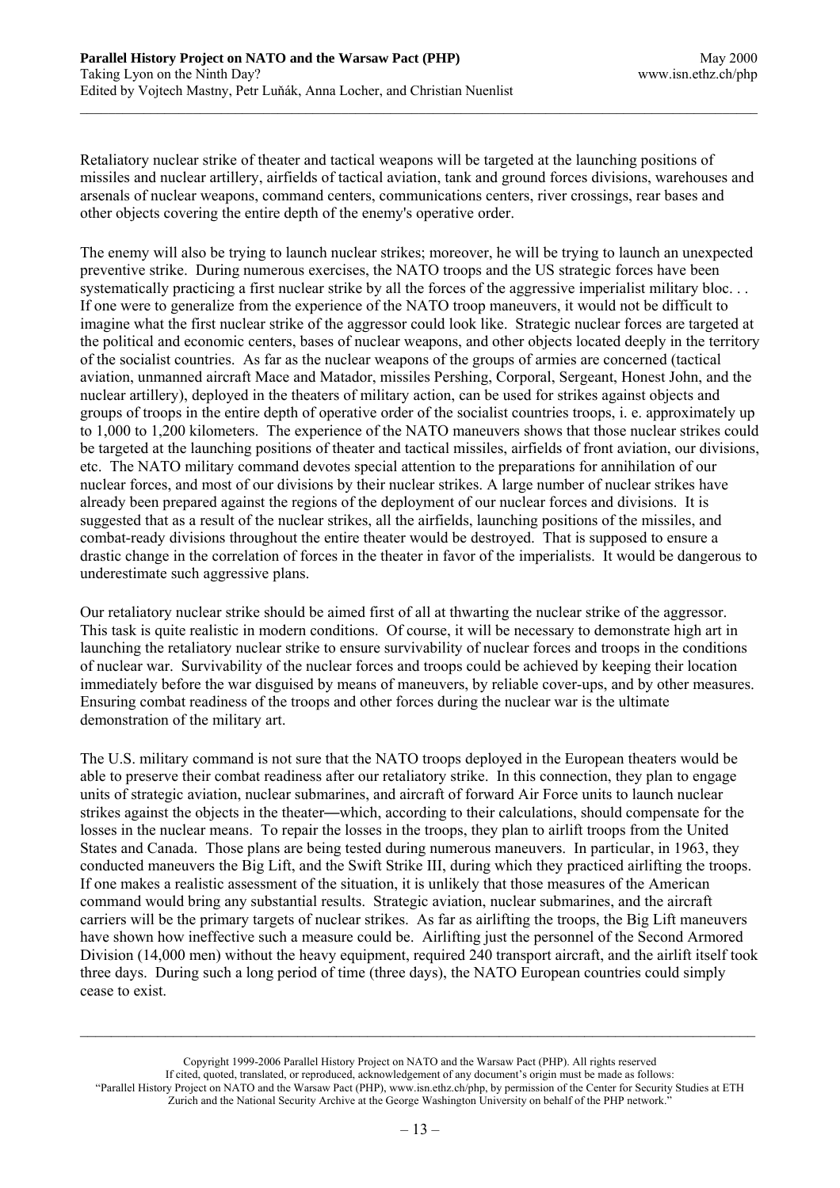Retaliatory nuclear strike of theater and tactical weapons will be targeted at the launching positions of missiles and nuclear artillery, airfields of tactical aviation, tank and ground forces divisions, warehouses and arsenals of nuclear weapons, command centers, communications centers, river crossings, rear bases and other objects covering the entire depth of the enemy's operative order.

The enemy will also be trying to launch nuclear strikes; moreover, he will be trying to launch an unexpected preventive strike. During numerous exercises, the NATO troops and the US strategic forces have been systematically practicing a first nuclear strike by all the forces of the aggressive imperialist military bloc. . . If one were to generalize from the experience of the NATO troop maneuvers, it would not be difficult to imagine what the first nuclear strike of the aggressor could look like. Strategic nuclear forces are targeted at the political and economic centers, bases of nuclear weapons, and other objects located deeply in the territory of the socialist countries. As far as the nuclear weapons of the groups of armies are concerned (tactical aviation, unmanned aircraft Mace and Matador, missiles Pershing, Corporal, Sergeant, Honest John, and the nuclear artillery), deployed in the theaters of military action, can be used for strikes against objects and groups of troops in the entire depth of operative order of the socialist countries troops, i. e. approximately up to 1,000 to 1,200 kilometers. The experience of the NATO maneuvers shows that those nuclear strikes could be targeted at the launching positions of theater and tactical missiles, airfields of front aviation, our divisions, etc. The NATO military command devotes special attention to the preparations for annihilation of our nuclear forces, and most of our divisions by their nuclear strikes. A large number of nuclear strikes have already been prepared against the regions of the deployment of our nuclear forces and divisions. It is suggested that as a result of the nuclear strikes, all the airfields, launching positions of the missiles, and combat-ready divisions throughout the entire theater would be destroyed. That is supposed to ensure a drastic change in the correlation of forces in the theater in favor of the imperialists. It would be dangerous to underestimate such aggressive plans.

Our retaliatory nuclear strike should be aimed first of all at thwarting the nuclear strike of the aggressor. This task is quite realistic in modern conditions. Of course, it will be necessary to demonstrate high art in launching the retaliatory nuclear strike to ensure survivability of nuclear forces and troops in the conditions of nuclear war. Survivability of the nuclear forces and troops could be achieved by keeping their location immediately before the war disguised by means of maneuvers, by reliable cover-ups, and by other measures. Ensuring combat readiness of the troops and other forces during the nuclear war is the ultimate demonstration of the military art.

The U.S. military command is not sure that the NATO troops deployed in the European theaters would be able to preserve their combat readiness after our retaliatory strike. In this connection, they plan to engage units of strategic aviation, nuclear submarines, and aircraft of forward Air Force units to launch nuclear strikes against the objects in the theater—which, according to their calculations, should compensate for the losses in the nuclear means. To repair the losses in the troops, they plan to airlift troops from the United States and Canada. Those plans are being tested during numerous maneuvers. In particular, in 1963, they conducted maneuvers the Big Lift, and the Swift Strike III, during which they practiced airlifting the troops. If one makes a realistic assessment of the situation, it is unlikely that those measures of the American command would bring any substantial results. Strategic aviation, nuclear submarines, and the aircraft carriers will be the primary targets of nuclear strikes. As far as airlifting the troops, the Big Lift maneuvers have shown how ineffective such a measure could be. Airlifting just the personnel of the Second Armored Division (14,000 men) without the heavy equipment, required 240 transport aircraft, and the airlift itself took three days. During such a long period of time (three days), the NATO European countries could simply cease to exist.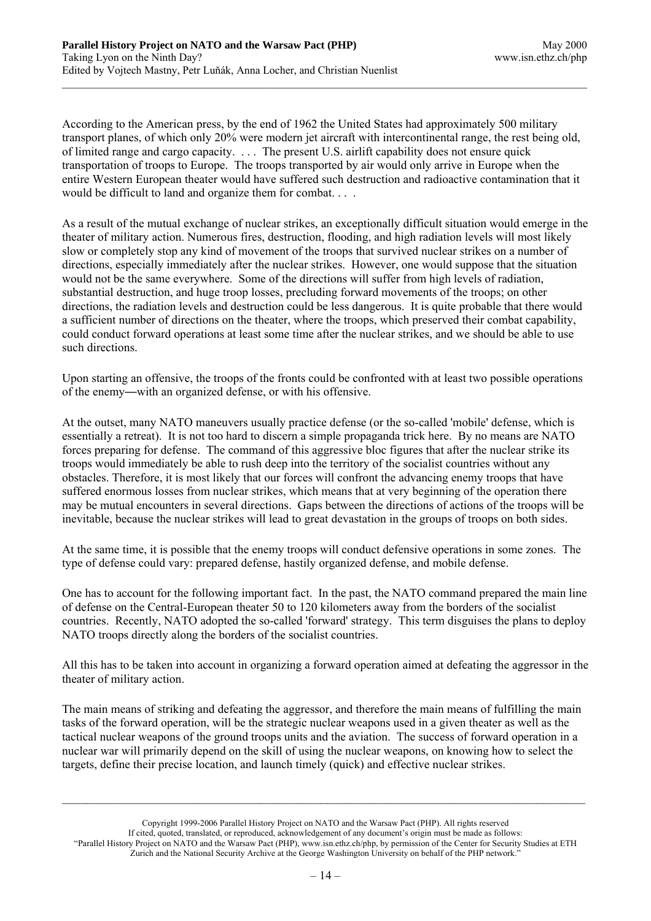According to the American press, by the end of 1962 the United States had approximately 500 military transport planes, of which only 20% were modern jet aircraft with intercontinental range, the rest being old, of limited range and cargo capacity. . . . The present U.S. airlift capability does not ensure quick transportation of troops to Europe. The troops transported by air would only arrive in Europe when the entire Western European theater would have suffered such destruction and radioactive contamination that it would be difficult to land and organize them for combat. . . .

As a result of the mutual exchange of nuclear strikes, an exceptionally difficult situation would emerge in the theater of military action. Numerous fires, destruction, flooding, and high radiation levels will most likely slow or completely stop any kind of movement of the troops that survived nuclear strikes on a number of directions, especially immediately after the nuclear strikes. However, one would suppose that the situation would not be the same everywhere. Some of the directions will suffer from high levels of radiation, substantial destruction, and huge troop losses, precluding forward movements of the troops; on other directions, the radiation levels and destruction could be less dangerous. It is quite probable that there would a sufficient number of directions on the theater, where the troops, which preserved their combat capability, could conduct forward operations at least some time after the nuclear strikes, and we should be able to use such directions.

Upon starting an offensive, the troops of the fronts could be confronted with at least two possible operations of the enemy—with an organized defense, or with his offensive.

At the outset, many NATO maneuvers usually practice defense (or the so-called 'mobile' defense, which is essentially a retreat). It is not too hard to discern a simple propaganda trick here. By no means are NATO forces preparing for defense. The command of this aggressive bloc figures that after the nuclear strike its troops would immediately be able to rush deep into the territory of the socialist countries without any obstacles. Therefore, it is most likely that our forces will confront the advancing enemy troops that have suffered enormous losses from nuclear strikes, which means that at very beginning of the operation there may be mutual encounters in several directions. Gaps between the directions of actions of the troops will be inevitable, because the nuclear strikes will lead to great devastation in the groups of troops on both sides.

At the same time, it is possible that the enemy troops will conduct defensive operations in some zones. The type of defense could vary: prepared defense, hastily organized defense, and mobile defense.

One has to account for the following important fact. In the past, the NATO command prepared the main line of defense on the Central-European theater 50 to 120 kilometers away from the borders of the socialist countries. Recently, NATO adopted the so-called 'forward' strategy. This term disguises the plans to deploy NATO troops directly along the borders of the socialist countries.

All this has to be taken into account in organizing a forward operation aimed at defeating the aggressor in the theater of military action.

The main means of striking and defeating the aggressor, and therefore the main means of fulfilling the main tasks of the forward operation, will be the strategic nuclear weapons used in a given theater as well as the tactical nuclear weapons of the ground troops units and the aviation. The success of forward operation in a nuclear war will primarily depend on the skill of using the nuclear weapons, on knowing how to select the targets, define their precise location, and launch timely (quick) and effective nuclear strikes.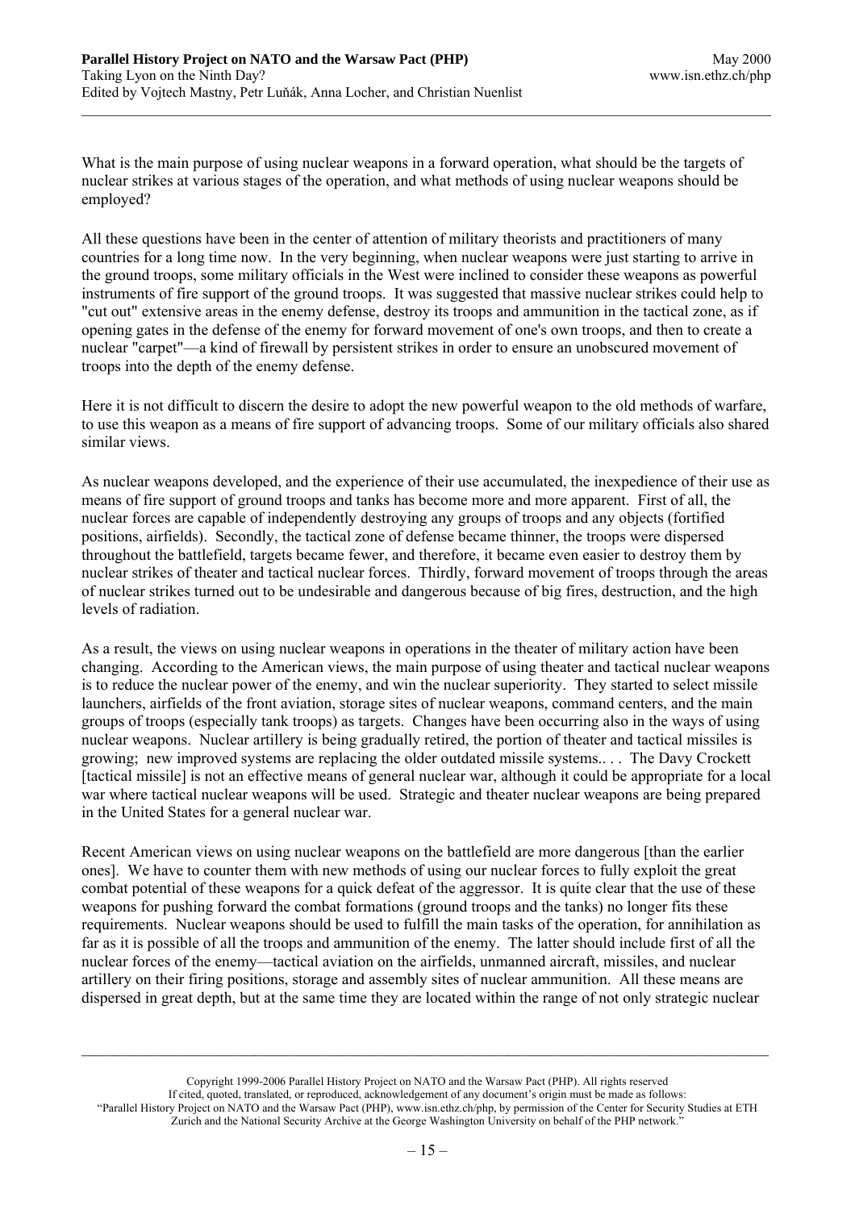What is the main purpose of using nuclear weapons in a forward operation, what should be the targets of nuclear strikes at various stages of the operation, and what methods of using nuclear weapons should be employed?

All these questions have been in the center of attention of military theorists and practitioners of many countries for a long time now. In the very beginning, when nuclear weapons were just starting to arrive in the ground troops, some military officials in the West were inclined to consider these weapons as powerful instruments of fire support of the ground troops. It was suggested that massive nuclear strikes could help to "cut out" extensive areas in the enemy defense, destroy its troops and ammunition in the tactical zone, as if opening gates in the defense of the enemy for forward movement of one's own troops, and then to create a nuclear "carpet"—a kind of firewall by persistent strikes in order to ensure an unobscured movement of troops into the depth of the enemy defense.

Here it is not difficult to discern the desire to adopt the new powerful weapon to the old methods of warfare, to use this weapon as a means of fire support of advancing troops. Some of our military officials also shared similar views.

As nuclear weapons developed, and the experience of their use accumulated, the inexpedience of their use as means of fire support of ground troops and tanks has become more and more apparent. First of all, the nuclear forces are capable of independently destroying any groups of troops and any objects (fortified positions, airfields). Secondly, the tactical zone of defense became thinner, the troops were dispersed throughout the battlefield, targets became fewer, and therefore, it became even easier to destroy them by nuclear strikes of theater and tactical nuclear forces. Thirdly, forward movement of troops through the areas of nuclear strikes turned out to be undesirable and dangerous because of big fires, destruction, and the high levels of radiation.

As a result, the views on using nuclear weapons in operations in the theater of military action have been changing. According to the American views, the main purpose of using theater and tactical nuclear weapons is to reduce the nuclear power of the enemy, and win the nuclear superiority. They started to select missile launchers, airfields of the front aviation, storage sites of nuclear weapons, command centers, and the main groups of troops (especially tank troops) as targets. Changes have been occurring also in the ways of using nuclear weapons. Nuclear artillery is being gradually retired, the portion of theater and tactical missiles is growing; new improved systems are replacing the older outdated missile systems.. . . The Davy Crockett [tactical missile] is not an effective means of general nuclear war, although it could be appropriate for a local war where tactical nuclear weapons will be used. Strategic and theater nuclear weapons are being prepared in the United States for a general nuclear war.

Recent American views on using nuclear weapons on the battlefield are more dangerous [than the earlier ones]. We have to counter them with new methods of using our nuclear forces to fully exploit the great combat potential of these weapons for a quick defeat of the aggressor. It is quite clear that the use of these weapons for pushing forward the combat formations (ground troops and the tanks) no longer fits these requirements. Nuclear weapons should be used to fulfill the main tasks of the operation, for annihilation as far as it is possible of all the troops and ammunition of the enemy. The latter should include first of all the nuclear forces of the enemy—tactical aviation on the airfields, unmanned aircraft, missiles, and nuclear artillery on their firing positions, storage and assembly sites of nuclear ammunition. All these means are dispersed in great depth, but at the same time they are located within the range of not only strategic nuclear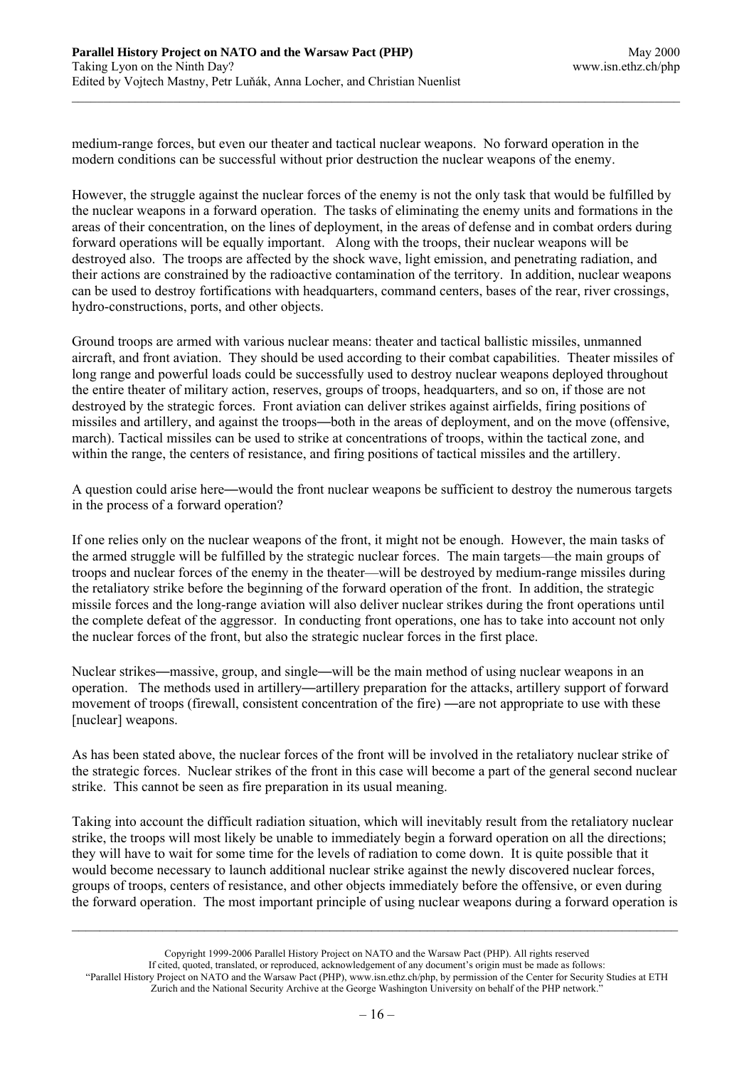medium-range forces, but even our theater and tactical nuclear weapons. No forward operation in the modern conditions can be successful without prior destruction the nuclear weapons of the enemy.

However, the struggle against the nuclear forces of the enemy is not the only task that would be fulfilled by the nuclear weapons in a forward operation. The tasks of eliminating the enemy units and formations in the areas of their concentration, on the lines of deployment, in the areas of defense and in combat orders during forward operations will be equally important. Along with the troops, their nuclear weapons will be destroyed also. The troops are affected by the shock wave, light emission, and penetrating radiation, and their actions are constrained by the radioactive contamination of the territory. In addition, nuclear weapons can be used to destroy fortifications with headquarters, command centers, bases of the rear, river crossings, hydro-constructions, ports, and other objects.

Ground troops are armed with various nuclear means: theater and tactical ballistic missiles, unmanned aircraft, and front aviation. They should be used according to their combat capabilities. Theater missiles of long range and powerful loads could be successfully used to destroy nuclear weapons deployed throughout the entire theater of military action, reserves, groups of troops, headquarters, and so on, if those are not destroyed by the strategic forces. Front aviation can deliver strikes against airfields, firing positions of missiles and artillery, and against the troops—both in the areas of deployment, and on the move (offensive, march). Tactical missiles can be used to strike at concentrations of troops, within the tactical zone, and within the range, the centers of resistance, and firing positions of tactical missiles and the artillery.

A question could arise here—would the front nuclear weapons be sufficient to destroy the numerous targets in the process of a forward operation?

If one relies only on the nuclear weapons of the front, it might not be enough. However, the main tasks of the armed struggle will be fulfilled by the strategic nuclear forces. The main targets—the main groups of troops and nuclear forces of the enemy in the theater—will be destroyed by medium-range missiles during the retaliatory strike before the beginning of the forward operation of the front. In addition, the strategic missile forces and the long-range aviation will also deliver nuclear strikes during the front operations until the complete defeat of the aggressor. In conducting front operations, one has to take into account not only the nuclear forces of the front, but also the strategic nuclear forces in the first place.

Nuclear strikes—massive, group, and single—will be the main method of using nuclear weapons in an operation. The methods used in artillery—artillery preparation for the attacks, artillery support of forward movement of troops (firewall, consistent concentration of the fire) —are not appropriate to use with these [nuclear] weapons.

As has been stated above, the nuclear forces of the front will be involved in the retaliatory nuclear strike of the strategic forces. Nuclear strikes of the front in this case will become a part of the general second nuclear strike. This cannot be seen as fire preparation in its usual meaning.

Taking into account the difficult radiation situation, which will inevitably result from the retaliatory nuclear strike, the troops will most likely be unable to immediately begin a forward operation on all the directions; they will have to wait for some time for the levels of radiation to come down. It is quite possible that it would become necessary to launch additional nuclear strike against the newly discovered nuclear forces, groups of troops, centers of resistance, and other objects immediately before the offensive, or even during the forward operation. The most important principle of using nuclear weapons during a forward operation is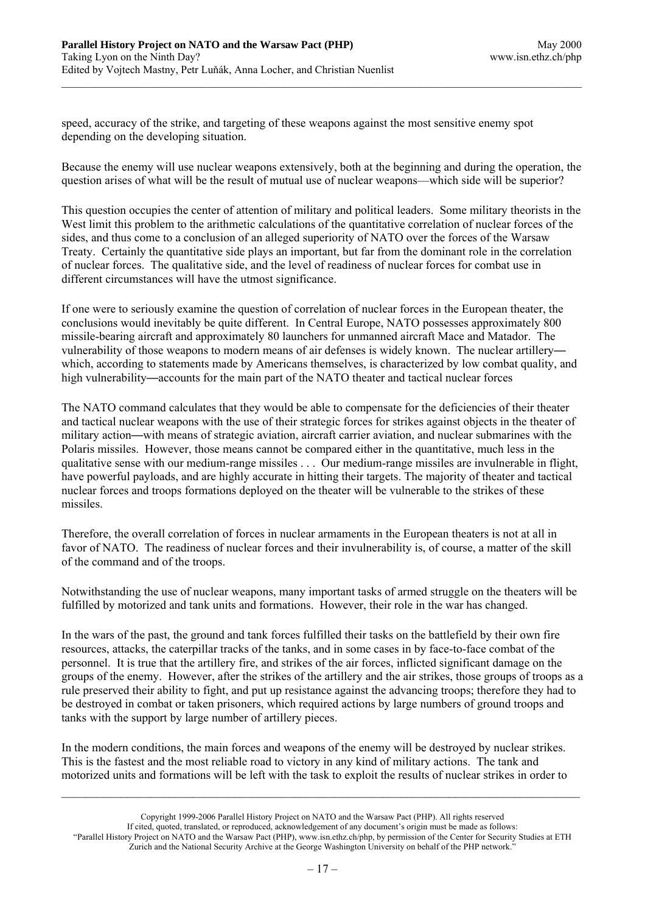speed, accuracy of the strike, and targeting of these weapons against the most sensitive enemy spot depending on the developing situation.

Because the enemy will use nuclear weapons extensively, both at the beginning and during the operation, the question arises of what will be the result of mutual use of nuclear weapons—which side will be superior?

This question occupies the center of attention of military and political leaders. Some military theorists in the West limit this problem to the arithmetic calculations of the quantitative correlation of nuclear forces of the sides, and thus come to a conclusion of an alleged superiority of NATO over the forces of the Warsaw Treaty. Certainly the quantitative side plays an important, but far from the dominant role in the correlation of nuclear forces. The qualitative side, and the level of readiness of nuclear forces for combat use in different circumstances will have the utmost significance.

If one were to seriously examine the question of correlation of nuclear forces in the European theater, the conclusions would inevitably be quite different. In Central Europe, NATO possesses approximately 800 missile-bearing aircraft and approximately 80 launchers for unmanned aircraft Mace and Matador. The vulnerability of those weapons to modern means of air defenses is widely known. The nuclear artillery―which, according to statements made by Americans themselves, is characterized by low combat quality, and high vulnerability―accounts for the main part of the NATO theater and tactical nuclear forces

The NATO command calculates that they would be able to compensate for the deficiencies of their theater and tactical nuclear weapons with the use of their strategic forces for strikes against objects in the theater of military action―with means of strategic aviation, aircraft carrier aviation, and nuclear submarines with the Polaris missiles. However, those means cannot be compared either in the quantitative, much less in the qualitative sense with our medium-range missiles . . . Our medium-range missiles are invulnerable in flight, have powerful payloads, and are highly accurate in hitting their targets. The majority of theater and tactical nuclear forces and troops formations deployed on the theater will be vulnerable to the strikes of these missiles.

Therefore, the overall correlation of forces in nuclear armaments in the European theaters is not at all in favor of NATO. The readiness of nuclear forces and their invulnerability is, of course, a matter of the skill of the command and of the troops.

Notwithstanding the use of nuclear weapons, many important tasks of armed struggle on the theaters will be fulfilled by motorized and tank units and formations. However, their role in the war has changed.

In the wars of the past, the ground and tank forces fulfilled their tasks on the battlefield by their own fire resources, attacks, the caterpillar tracks of the tanks, and in some cases in by face-to-face combat of the personnel. It is true that the artillery fire, and strikes of the air forces, inflicted significant damage on the groups of the enemy. However, after the strikes of the artillery and the air strikes, those groups of troops as a rule preserved their ability to fight, and put up resistance against the advancing troops; therefore they had to be destroyed in combat or taken prisoners, which required actions by large numbers of ground troops and tanks with the support by large number of artillery pieces.

In the modern conditions, the main forces and weapons of the enemy will be destroyed by nuclear strikes. This is the fastest and the most reliable road to victory in any kind of military actions. The tank and motorized units and formations will be left with the task to exploit the results of nuclear strikes in order to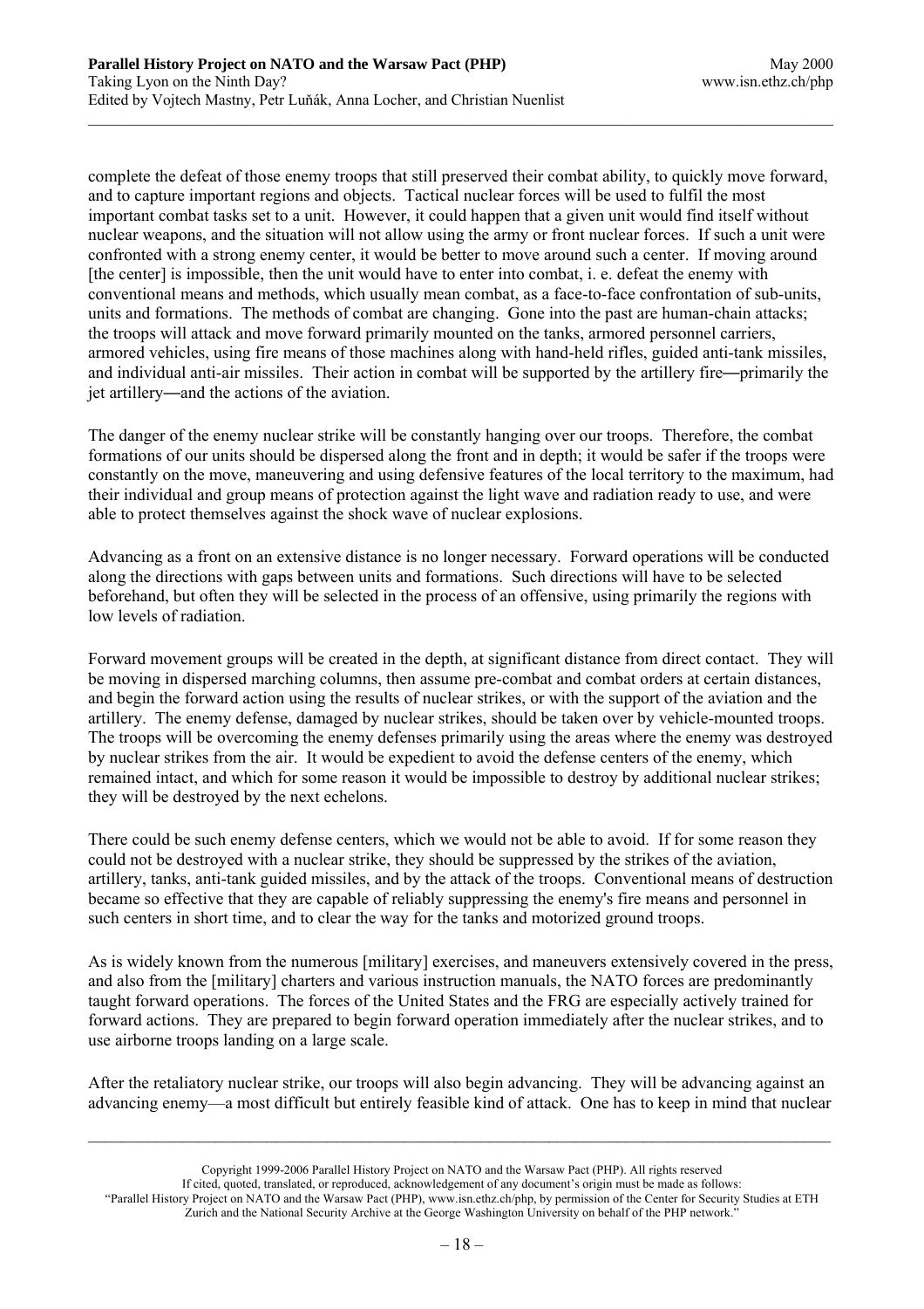complete the defeat of those enemy troops that still preserved their combat ability, to quickly move forward, and to capture important regions and objects. Tactical nuclear forces will be used to fulfil the most important combat tasks set to a unit. However, it could happen that a given unit would find itself without nuclear weapons, and the situation will not allow using the army or front nuclear forces. If such a unit were confronted with a strong enemy center, it would be better to move around such a center. If moving around [the center] is impossible, then the unit would have to enter into combat, i. e. defeat the enemy with conventional means and methods, which usually mean combat, as a face-to-face confrontation of sub-units, units and formations. The methods of combat are changing. Gone into the past are human-chain attacks; the troops will attack and move forward primarily mounted on the tanks, armored personnel carriers, armored vehicles, using fire means of those machines along with hand-held rifles, guided anti-tank missiles, and individual anti-air missiles. Their action in combat will be supported by the artillery fire—primarily the jet artillery—and the actions of the aviation.

The danger of the enemy nuclear strike will be constantly hanging over our troops. Therefore, the combat formations of our units should be dispersed along the front and in depth; it would be safer if the troops were constantly on the move, maneuvering and using defensive features of the local territory to the maximum, had their individual and group means of protection against the light wave and radiation ready to use, and were able to protect themselves against the shock wave of nuclear explosions.

Advancing as a front on an extensive distance is no longer necessary. Forward operations will be conducted along the directions with gaps between units and formations. Such directions will have to be selected beforehand, but often they will be selected in the process of an offensive, using primarily the regions with low levels of radiation.

Forward movement groups will be created in the depth, at significant distance from direct contact. They will be moving in dispersed marching columns, then assume pre-combat and combat orders at certain distances, and begin the forward action using the results of nuclear strikes, or with the support of the aviation and the artillery. The enemy defense, damaged by nuclear strikes, should be taken over by vehicle-mounted troops. The troops will be overcoming the enemy defenses primarily using the areas where the enemy was destroyed by nuclear strikes from the air. It would be expedient to avoid the defense centers of the enemy, which remained intact, and which for some reason it would be impossible to destroy by additional nuclear strikes; they will be destroyed by the next echelons.

There could be such enemy defense centers, which we would not be able to avoid. If for some reason they could not be destroyed with a nuclear strike, they should be suppressed by the strikes of the aviation, artillery, tanks, anti-tank guided missiles, and by the attack of the troops. Conventional means of destruction became so effective that they are capable of reliably suppressing the enemy's fire means and personnel in such centers in short time, and to clear the way for the tanks and motorized ground troops.

As is widely known from the numerous [military] exercises, and maneuvers extensively covered in the press, and also from the [military] charters and various instruction manuals, the NATO forces are predominantly taught forward operations. The forces of the United States and the FRG are especially actively trained for forward actions. They are prepared to begin forward operation immediately after the nuclear strikes, and to use airborne troops landing on a large scale.

After the retaliatory nuclear strike, our troops will also begin advancing. They will be advancing against an advancing enemy—a most difficult but entirely feasible kind of attack. One has to keep in mind that nuclear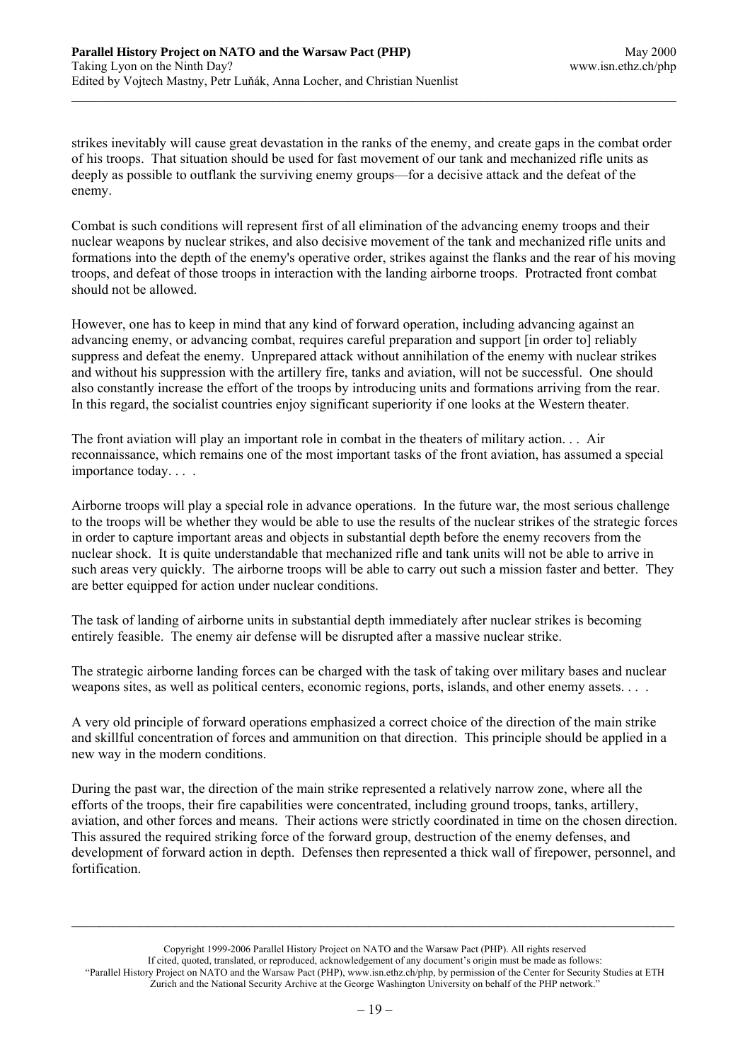strikes inevitably will cause great devastation in the ranks of the enemy, and create gaps in the combat order of his troops. That situation should be used for fast movement of our tank and mechanized rifle units as deeply as possible to outflank the surviving enemy groups—for a decisive attack and the defeat of the enemy.

Combat is such conditions will represent first of all elimination of the advancing enemy troops and their nuclear weapons by nuclear strikes, and also decisive movement of the tank and mechanized rifle units and formations into the depth of the enemy's operative order, strikes against the flanks and the rear of his moving troops, and defeat of those troops in interaction with the landing airborne troops. Protracted front combat should not be allowed.

However, one has to keep in mind that any kind of forward operation, including advancing against an advancing enemy, or advancing combat, requires careful preparation and support [in order to] reliably suppress and defeat the enemy. Unprepared attack without annihilation of the enemy with nuclear strikes and without his suppression with the artillery fire, tanks and aviation, will not be successful. One should also constantly increase the effort of the troops by introducing units and formations arriving from the rear. In this regard, the socialist countries enjoy significant superiority if one looks at the Western theater.

The front aviation will play an important role in combat in the theaters of military action. . . Air reconnaissance, which remains one of the most important tasks of the front aviation, has assumed a special importance today. . . .

Airborne troops will play a special role in advance operations. In the future war, the most serious challenge to the troops will be whether they would be able to use the results of the nuclear strikes of the strategic forces in order to capture important areas and objects in substantial depth before the enemy recovers from the nuclear shock. It is quite understandable that mechanized rifle and tank units will not be able to arrive in such areas very quickly. The airborne troops will be able to carry out such a mission faster and better. They are better equipped for action under nuclear conditions.

The task of landing of airborne units in substantial depth immediately after nuclear strikes is becoming entirely feasible. The enemy air defense will be disrupted after a massive nuclear strike.

The strategic airborne landing forces can be charged with the task of taking over military bases and nuclear weapons sites, as well as political centers, economic regions, ports, islands, and other enemy assets. . . .

A very old principle of forward operations emphasized a correct choice of the direction of the main strike and skillful concentration of forces and ammunition on that direction. This principle should be applied in a new way in the modern conditions.

During the past war, the direction of the main strike represented a relatively narrow zone, where all the efforts of the troops, their fire capabilities were concentrated, including ground troops, tanks, artillery, aviation, and other forces and means. Their actions were strictly coordinated in time on the chosen direction. This assured the required striking force of the forward group, destruction of the enemy defenses, and development of forward action in depth. Defenses then represented a thick wall of firepower, personnel, and fortification.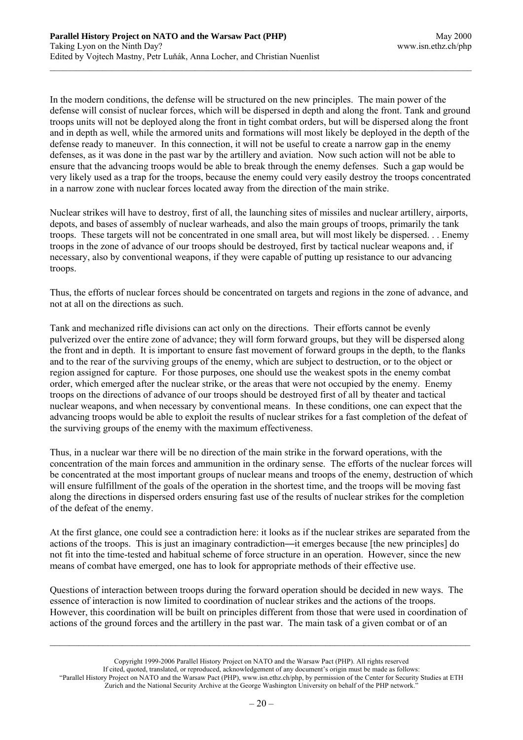In the modern conditions, the defense will be structured on the new principles. The main power of the defense will consist of nuclear forces, which will be dispersed in depth and along the front. Tank and ground troops units will not be deployed along the front in tight combat orders, but will be dispersed along the front and in depth as well, while the armored units and formations will most likely be deployed in the depth of the defense ready to maneuver. In this connection, it will not be useful to create a narrow gap in the enemy defenses, as it was done in the past war by the artillery and aviation. Now such action will not be able to ensure that the advancing troops would be able to break through the enemy defenses. Such a gap would be very likely used as a trap for the troops, because the enemy could very easily destroy the troops concentrated in a narrow zone with nuclear forces located away from the direction of the main strike.

Nuclear strikes will have to destroy, first of all, the launching sites of missiles and nuclear artillery, airports, depots, and bases of assembly of nuclear warheads, and also the main groups of troops, primarily the tank troops. These targets will not be concentrated in one small area, but will most likely be dispersed. . . Enemy troops in the zone of advance of our troops should be destroyed, first by tactical nuclear weapons and, if necessary, also by conventional weapons, if they were capable of putting up resistance to our advancing troops.

Thus, the efforts of nuclear forces should be concentrated on targets and regions in the zone of advance, and not at all on the directions as such.

Tank and mechanized rifle divisions can act only on the directions. Their efforts cannot be evenly pulverized over the entire zone of advance; they will form forward groups, but they will be dispersed along the front and in depth. It is important to ensure fast movement of forward groups in the depth, to the flanks and to the rear of the surviving groups of the enemy, which are subject to destruction, or to the object or region assigned for capture. For those purposes, one should use the weakest spots in the enemy combat order, which emerged after the nuclear strike, or the areas that were not occupied by the enemy. Enemy troops on the directions of advance of our troops should be destroyed first of all by theater and tactical nuclear weapons, and when necessary by conventional means. In these conditions, one can expect that the advancing troops would be able to exploit the results of nuclear strikes for a fast completion of the defeat of the surviving groups of the enemy with the maximum effectiveness.

Thus, in a nuclear war there will be no direction of the main strike in the forward operations, with the concentration of the main forces and ammunition in the ordinary sense. The efforts of the nuclear forces will be concentrated at the most important groups of nuclear means and troops of the enemy, destruction of which will ensure fulfillment of the goals of the operation in the shortest time, and the troops will be moving fast along the directions in dispersed orders ensuring fast use of the results of nuclear strikes for the completion of the defeat of the enemy.

At the first glance, one could see a contradiction here: it looks as if the nuclear strikes are separated from the actions of the troops. This is just an imaginary contradiction—it emerges because [the new principles] do not fit into the time-tested and habitual scheme of force structure in an operation. However, since the new means of combat have emerged, one has to look for appropriate methods of their effective use.

Questions of interaction between troops during the forward operation should be decided in new ways. The essence of interaction is now limited to coordination of nuclear strikes and the actions of the troops. However, this coordination will be built on principles different from those that were used in coordination of actions of the ground forces and the artillery in the past war. The main task of a given combat or of an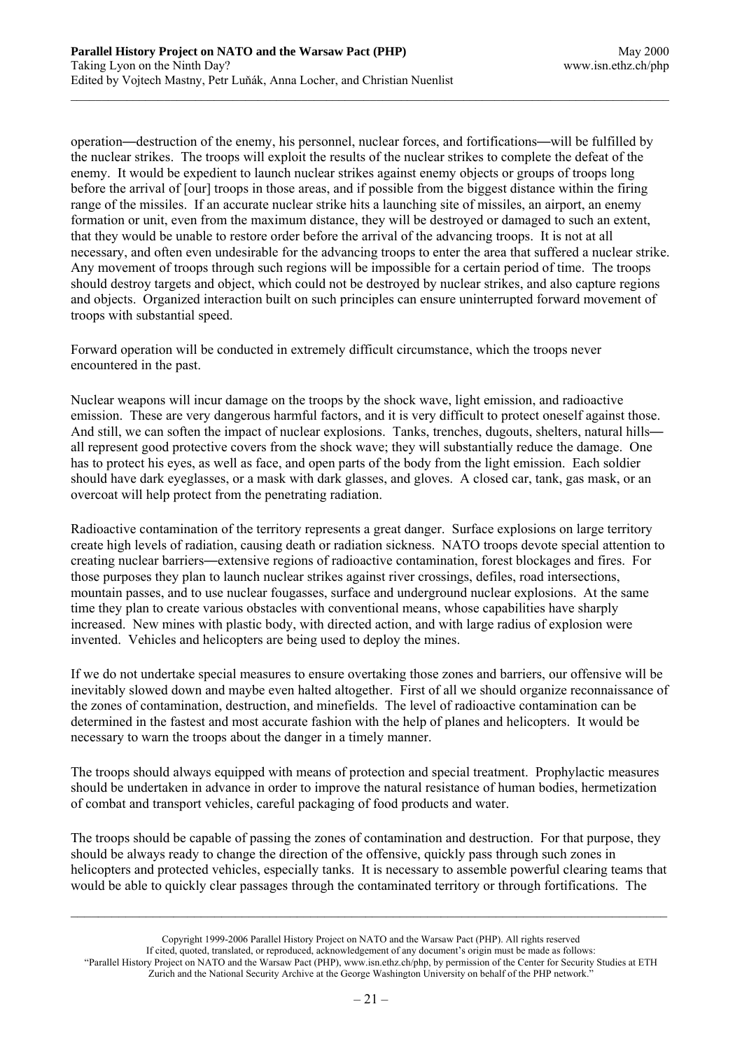operation—destruction of the enemy, his personnel, nuclear forces, and fortifications—will be fulfilled by the nuclear strikes. The troops will exploit the results of the nuclear strikes to complete the defeat of the enemy. It would be expedient to launch nuclear strikes against enemy objects or groups of troops long before the arrival of [our] troops in those areas, and if possible from the biggest distance within the firing range of the missiles. If an accurate nuclear strike hits a launching site of missiles, an airport, an enemy formation or unit, even from the maximum distance, they will be destroyed or damaged to such an extent, that they would be unable to restore order before the arrival of the advancing troops. It is not at all necessary, and often even undesirable for the advancing troops to enter the area that suffered a nuclear strike. Any movement of troops through such regions will be impossible for a certain period of time. The troops should destroy targets and object, which could not be destroyed by nuclear strikes, and also capture regions and objects. Organized interaction built on such principles can ensure uninterrupted forward movement of troops with substantial speed.

Forward operation will be conducted in extremely difficult circumstance, which the troops never encountered in the past.

Nuclear weapons will incur damage on the troops by the shock wave, light emission, and radioactive emission. These are very dangerous harmful factors, and it is very difficult to protect oneself against those. And still, we can soften the impact of nuclear explosions. Tanks, trenches, dugouts, shelters, natural hills—all represent good protective covers from the shock wave; they will substantially reduce the damage. One has to protect his eyes, as well as face, and open parts of the body from the light emission. Each soldier should have dark eyeglasses, or a mask with dark glasses, and gloves. A closed car, tank, gas mask, or an overcoat will help protect from the penetrating radiation.

Radioactive contamination of the territory represents a great danger. Surface explosions on large territory create high levels of radiation, causing death or radiation sickness. NATO troops devote special attention to creating nuclear barriers—extensive regions of radioactive contamination, forest blockages and fires. For those purposes they plan to launch nuclear strikes against river crossings, defiles, road intersections, mountain passes, and to use nuclear fougasses, surface and underground nuclear explosions. At the same time they plan to create various obstacles with conventional means, whose capabilities have sharply increased. New mines with plastic body, with directed action, and with large radius of explosion were invented. Vehicles and helicopters are being used to deploy the mines.

If we do not undertake special measures to ensure overtaking those zones and barriers, our offensive will be inevitably slowed down and maybe even halted altogether. First of all we should organize reconnaissance of the zones of contamination, destruction, and minefields. The level of radioactive contamination can be determined in the fastest and most accurate fashion with the help of planes and helicopters. It would be necessary to warn the troops about the danger in a timely manner.

The troops should always equipped with means of protection and special treatment. Prophylactic measures should be undertaken in advance in order to improve the natural resistance of human bodies, hermetization of combat and transport vehicles, careful packaging of food products and water.

The troops should be capable of passing the zones of contamination and destruction. For that purpose, they should be always ready to change the direction of the offensive, quickly pass through such zones in helicopters and protected vehicles, especially tanks. It is necessary to assemble powerful clearing teams that would be able to quickly clear passages through the contaminated territory or through fortifications. The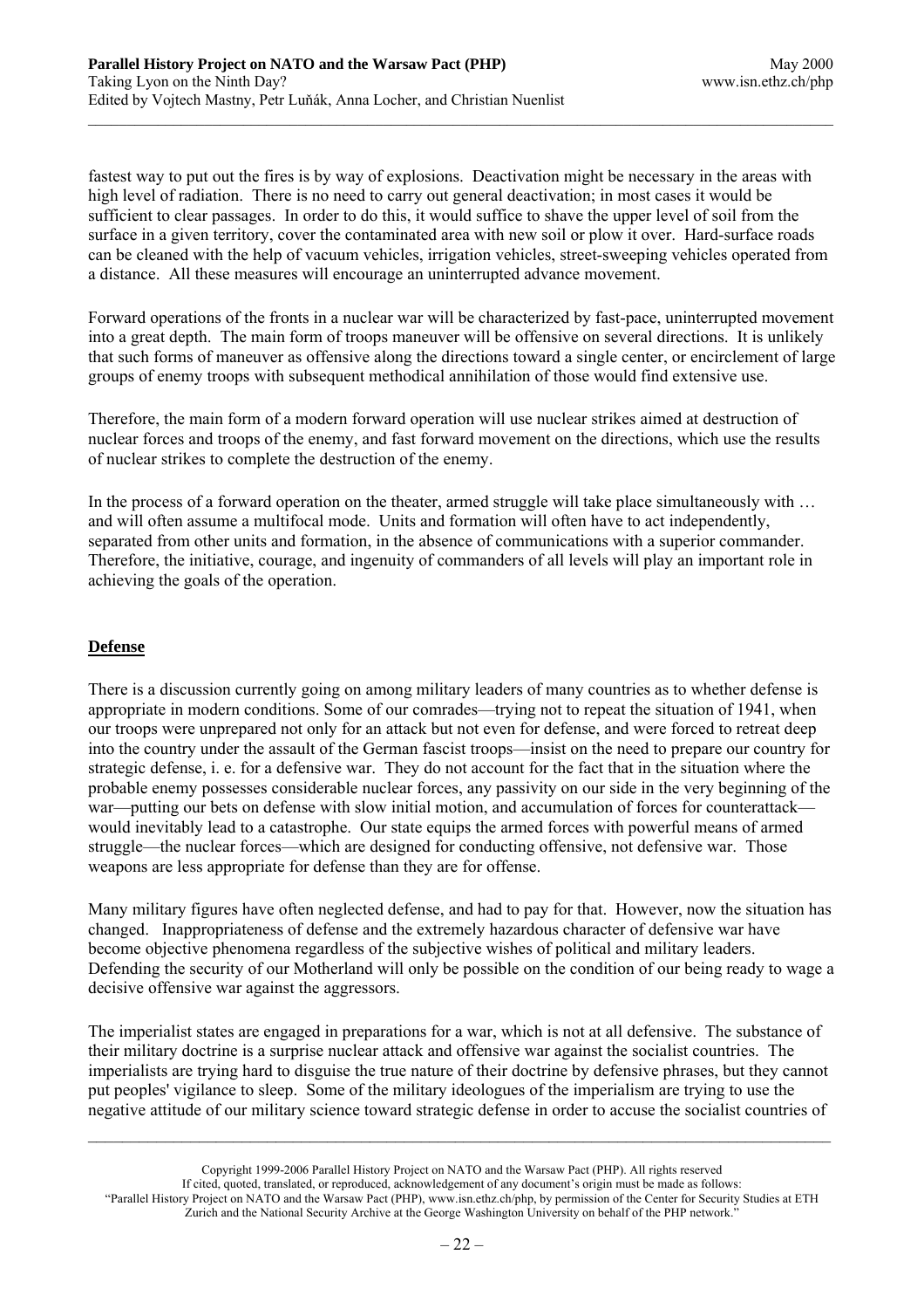fastest way to put out the fires is by way of explosions. Deactivation might be necessary in the areas with high level of radiation. There is no need to carry out general deactivation; in most cases it would be sufficient to clear passages. In order to do this, it would suffice to shave the upper level of soil from the surface in a given territory, cover the contaminated area with new soil or plow it over. Hard-surface roads can be cleaned with the help of vacuum vehicles, irrigation vehicles, street-sweeping vehicles operated from a distance. All these measures will encourage an uninterrupted advance movement.

Forward operations of the fronts in a nuclear war will be characterized by fast-pace, uninterrupted movement into a great depth. The main form of troops maneuver will be offensive on several directions. It is unlikely that such forms of maneuver as offensive along the directions toward a single center, or encirclement of large groups of enemy troops with subsequent methodical annihilation of those would find extensive use.

Therefore, the main form of a modern forward operation will use nuclear strikes aimed at destruction of nuclear forces and troops of the enemy, and fast forward movement on the directions, which use the results of nuclear strikes to complete the destruction of the enemy.

In the process of a forward operation on the theater, armed struggle will take place simultaneously with … and will often assume a multifocal mode. Units and formation will often have to act independently, separated from other units and formation, in the absence of communications with a superior commander. Therefore, the initiative, courage, and ingenuity of commanders of all levels will play an important role in achieving the goals of the operation.

## Defense

There is a discussion currently going on among military leaders of many countries as to whether defense is appropriate in modern conditions. Some of our comrades—trying not to repeat the situation of 1941, when our troops were unprepared not only for an attack but not even for defense, and were forced to retreat deep into the country under the assault of the German fascist troops—insist on the need to prepare our country for strategic defense, i. e. for a defensive war. They do not account for the fact that in the situation where the probable enemy possesses considerable nuclear forces, any passivity on our side in the very beginning of the war—putting our bets on defense with slow initial motion, and accumulation of forces for counterattack—would inevitably lead to a catastrophe. Our state equips the armed forces with powerful means of armed struggle—the nuclear forces—which are designed for conducting offensive, not defensive war. Those weapons are less appropriate for defense than they are for offense.

Many military figures have often neglected defense, and had to pay for that. However, now the situation has changed. Inappropriateness of defense and the extremely hazardous character of defensive war have become objective phenomena regardless of the subjective wishes of political and military leaders. Defending the security of our Motherland will only be possible on the condition of our being ready to wage a decisive offensive war against the aggressors.

The imperialist states are engaged in preparations for a war, which is not at all defensive. The substance of their military doctrine is a surprise nuclear attack and offensive war against the socialist countries. The imperialists are trying hard to disguise the true nature of their doctrine by defensive phrases, but they cannot put peoples' vigilance to sleep. Some of the military ideologues of the imperialism are trying to use the negative attitude of our military science toward strategic defense in order to accuse the socialist countries of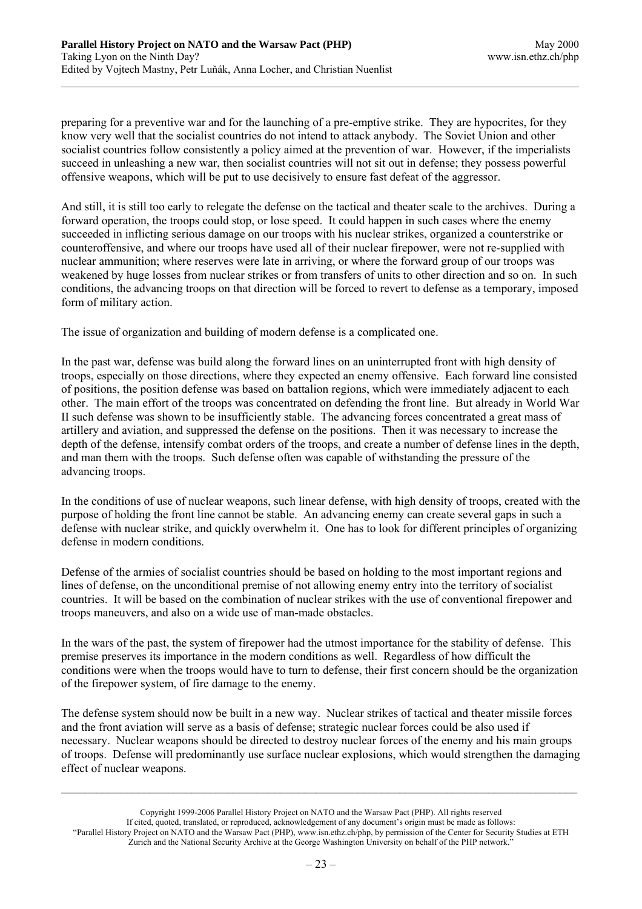preparing for a preventive war and for the launching of a pre-emptive strike. They are hypocrites, for they know very well that the socialist countries do not intend to attack anybody. The Soviet Union and other socialist countries follow consistently a policy aimed at the prevention of war. However, if the imperialists succeed in unleashing a new war, then socialist countries will not sit out in defense; they possess powerful offensive weapons, which will be put to use decisively to ensure fast defeat of the aggressor.

And still, it is still too early to relegate the defense on the tactical and theater scale to the archives. During a forward operation, the troops could stop, or lose speed. It could happen in such cases where the enemy succeeded in inflicting serious damage on our troops with his nuclear strikes, organized a counterstrike or counteroffensive, and where our troops have used all of their nuclear firepower, were not re-supplied with nuclear ammunition; where reserves were late in arriving, or where the forward group of our troops was weakened by huge losses from nuclear strikes or from transfers of units to other direction and so on. In such conditions, the advancing troops on that direction will be forced to revert to defense as a temporary, imposed form of military action.

The issue of organization and building of modern defense is a complicated one.

In the past war, defense was build along the forward lines on an uninterrupted front with high density of troops, especially on those directions, where they expected an enemy offensive. Each forward line consisted of positions, the position defense was based on battalion regions, which were immediately adjacent to each other. The main effort of the troops was concentrated on defending the front line. But already in World War II such defense was shown to be insufficiently stable. The advancing forces concentrated a great mass of artillery and aviation, and suppressed the defense on the positions. Then it was necessary to increase the depth of the defense, intensify combat orders of the troops, and create a number of defense lines in the depth, and man them with the troops. Such defense often was capable of withstanding the pressure of the advancing troops.

In the conditions of use of nuclear weapons, such linear defense, with high density of troops, created with the purpose of holding the front line cannot be stable. An advancing enemy can create several gaps in such a defense with nuclear strike, and quickly overwhelm it. One has to look for different principles of organizing defense in modern conditions.

Defense of the armies of socialist countries should be based on holding to the most important regions and lines of defense, on the unconditional premise of not allowing enemy entry into the territory of socialist countries. It will be based on the combination of nuclear strikes with the use of conventional firepower and troops maneuvers, and also on a wide use of man-made obstacles.

In the wars of the past, the system of firepower had the utmost importance for the stability of defense. This premise preserves its importance in the modern conditions as well. Regardless of how difficult the conditions were when the troops would have to turn to defense, their first concern should be the organization of the firepower system, of fire damage to the enemy.

The defense system should now be built in a new way. Nuclear strikes of tactical and theater missile forces and the front aviation will serve as a basis of defense; strategic nuclear forces could be also used if necessary. Nuclear weapons should be directed to destroy nuclear forces of the enemy and his main groups of troops. Defense will predominantly use surface nuclear explosions, which would strengthen the damaging effect of nuclear weapons.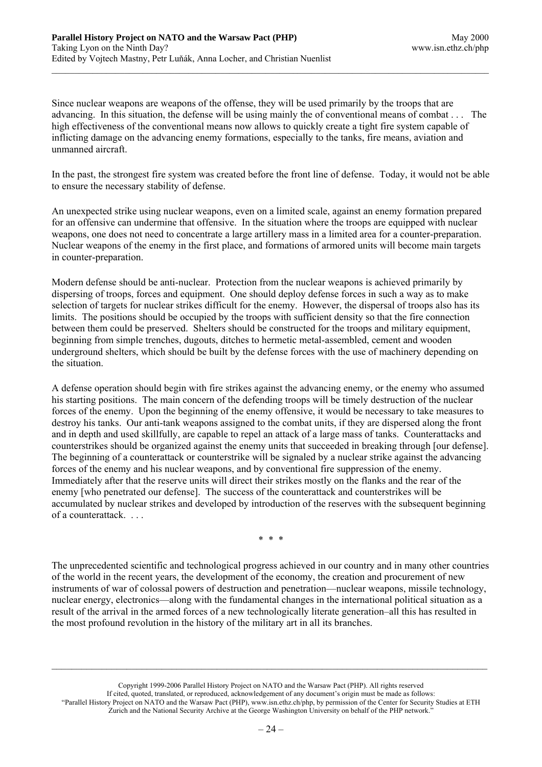Since nuclear weapons are weapons of the offense, they will be used primarily by the troops that are advancing. In this situation, the defense will be using mainly the of conventional means of combat . . . The high effectiveness of the conventional means now allows to quickly create a tight fire system capable of inflicting damage on the advancing enemy formations, especially to the tanks, fire means, aviation and unmanned aircraft.

In the past, the strongest fire system was created before the front line of defense. Today, it would not be able to ensure the necessary stability of defense.

An unexpected strike using nuclear weapons, even on a limited scale, against an enemy formation prepared for an offensive can undermine that offensive. In the situation where the troops are equipped with nuclear weapons, one does not need to concentrate a large artillery mass in a limited area for a counter-preparation. Nuclear weapons of the enemy in the first place, and formations of armored units will become main targets in counter-preparation.

Modern defense should be anti-nuclear. Protection from the nuclear weapons is achieved primarily by dispersing of troops, forces and equipment. One should deploy defense forces in such a way as to make selection of targets for nuclear strikes difficult for the enemy. However, the dispersal of troops also has its limits. The positions should be occupied by the troops with sufficient density so that the fire connection between them could be preserved. Shelters should be constructed for the troops and military equipment, beginning from simple trenches, dugouts, ditches to hermetic metal-assembled, cement and wooden underground shelters, which should be built by the defense forces with the use of machinery depending on the situation.

A defense operation should begin with fire strikes against the advancing enemy, or the enemy who assumed his starting positions. The main concern of the defending troops will be timely destruction of the nuclear forces of the enemy. Upon the beginning of the enemy offensive, it would be necessary to take measures to destroy his tanks. Our anti-tank weapons assigned to the combat units, if they are dispersed along the front and in depth and used skillfully, are capable to repel an attack of a large mass of tanks. Counterattacks and counterstrikes should be organized against the enemy units that succeeded in breaking through [our defense]. The beginning of a counterattack or counterstrike will be signaled by a nuclear strike against the advancing forces of the enemy and his nuclear weapons, and by conventional fire suppression of the enemy. Immediately after that the reserve units will direct their strikes mostly on the flanks and the rear of the enemy [who penetrated our defense]. The success of the counterattack and counterstrikes will be accumulated by nuclear strikes and developed by introduction of the reserves with the subsequent beginning of a counterattack. . . .

\* \* \*

The unprecedented scientific and technological progress achieved in our country and in many other countries of the world in the recent years, the development of the economy, the creation and procurement of new instruments of war of colossal powers of destruction and penetration—nuclear weapons, missile technology, nuclear energy, electronics—along with the fundamental changes in the international political situation as a result of the arrival in the armed forces of a new technologically literate generation–all this has resulted in the most profound revolution in the history of the military art in all its branches.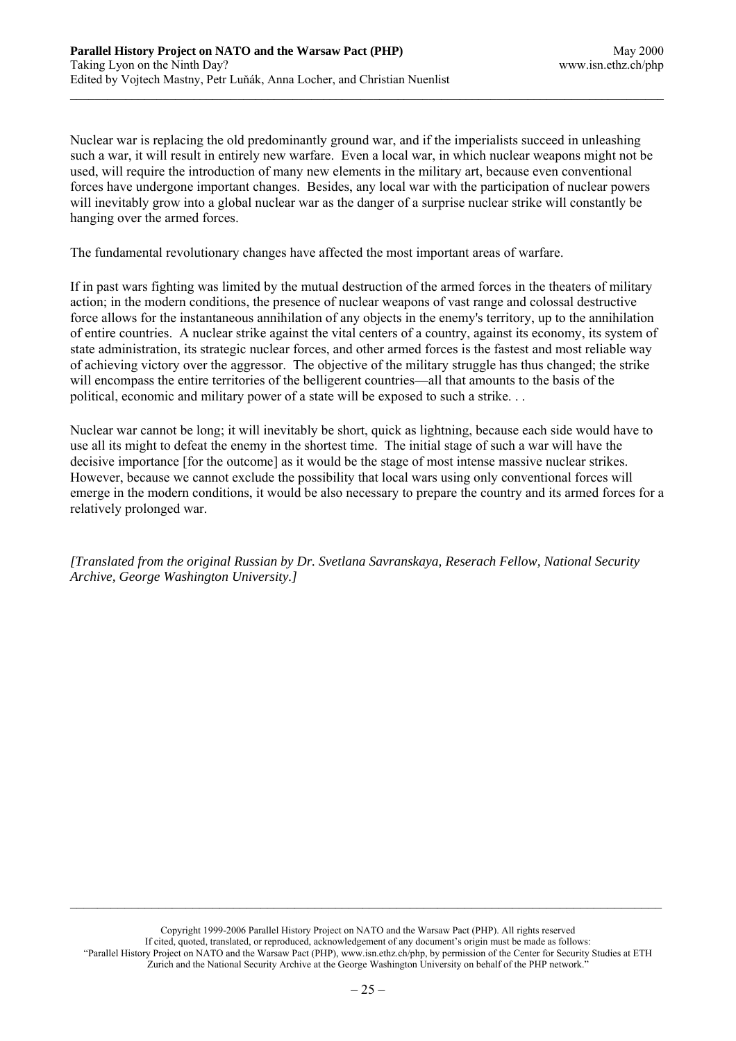Nuclear war is replacing the old predominantly ground war, and if the imperialists succeed in unleashing such a war, it will result in entirely new warfare. Even a local war, in which nuclear weapons might not be used, will require the introduction of many new elements in the military art, because even conventional forces have undergone important changes. Besides, any local war with the participation of nuclear powers will inevitably grow into a global nuclear war as the danger of a surprise nuclear strike will constantly be hanging over the armed forces.

The fundamental revolutionary changes have affected the most important areas of warfare.

If in past wars fighting was limited by the mutual destruction of the armed forces in the theaters of military action; in the modern conditions, the presence of nuclear weapons of vast range and colossal destructive force allows for the instantaneous annihilation of any objects in the enemy's territory, up to the annihilation of entire countries. A nuclear strike against the vital centers of a country, against its economy, its system of state administration, its strategic nuclear forces, and other armed forces is the fastest and most reliable way of achieving victory over the aggressor. The objective of the military struggle has thus changed; the strike will encompass the entire territories of the belligerent countries—all that amounts to the basis of the political, economic and military power of a state will be exposed to such a strike. . .

Nuclear war cannot be long; it will inevitably be short, quick as lightning, because each side would have to use all its might to defeat the enemy in the shortest time. The initial stage of such a war will have the decisive importance [for the outcome] as it would be the stage of most intense massive nuclear strikes. However, because we cannot exclude the possibility that local wars using only conventional forces will emerge in the modern conditions, it would be also necessary to prepare the country and its armed forces for a relatively prolonged war.

*[Translated from the original Russian by Dr. Svetlana Savranskaya, Reserach Fellow, National Security Archive, George Washington University.]*